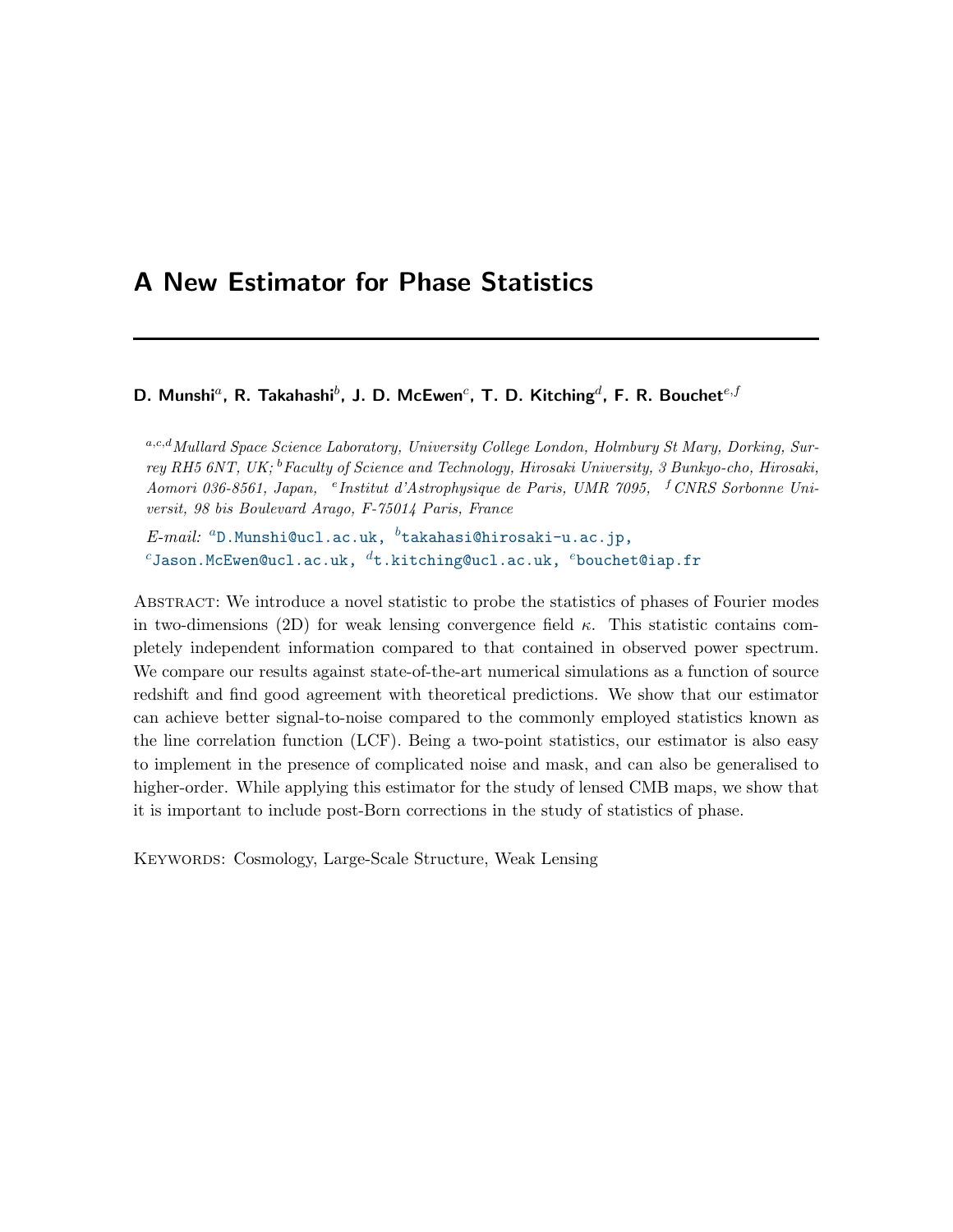# A New Estimator for Phase Statistics

**D. Munshi[a], R. Takahashi[b], J. D. McEwen[c], T. D. Kitching[d], F. R. Bouchet[e,f]**

*[a,c,d]Mullard Space Science Laboratory, University College London, Holmbury St Mary, Dorking, Surrey RH5 6NT, UK; [b]Faculty of Science and Technology, Hirosaki University, 3 Bunkyo-cho, Hirosaki, Aomori 036-8561, Japan, [e]Institut d'Astrophysique de Paris, UMR 7095, [f]CNRS Sorbonne Universit, 98 bis Boulevard Arago, F-75014 Paris, France*

*E-mail:* [a]D.Munshi@ucl.ac.uk, [b]takahasi@hirosaki-u.ac.jp, [c]Jason.McEwen@ucl.ac.uk, [d]t.kitching@ucl.ac.uk, [e]bouchet@iap.fr

Abstract: We introduce a novel statistic to probe the statistics of phases of Fourier modes in two-dimensions (2D) for weak lensing convergence field $\kappa$. This statistic contains completely independent information compared to that contained in observed power spectrum. We compare our results against state-of-the-art numerical simulations as a function of source redshift and find good agreement with theoretical predictions. We show that our estimator can achieve better signal-to-noise compared to the commonly employed statistics known as the line correlation function (LCF). Being a two-point statistics, our estimator is also easy to implement in the presence of complicated noise and mask, and can also be generalised to higher-order. While applying this estimator for the study of lensed CMB maps, we show that it is important to include post-Born corrections in the study of statistics of phase.

Keywords: Cosmology, Large-Scale Structure, Weak Lensing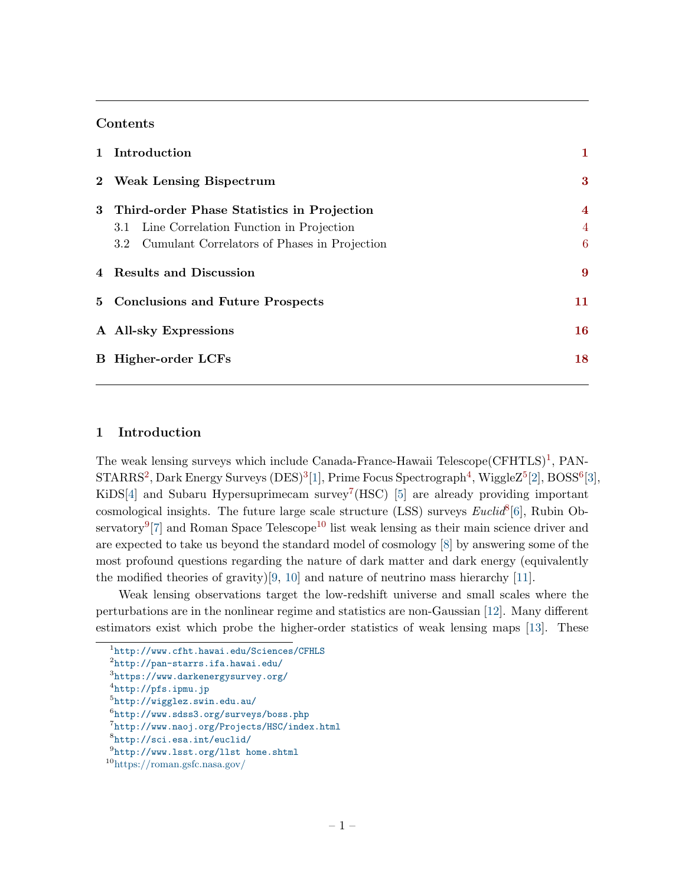## Contents

| | | |
|---|---|---|
| **1** | **Introduction** | **1** |
| **2** | **Weak Lensing Bispectrum** | **3** |
| **3** | **Third-order Phase Statistics in Projection** | **4** |
| | 3.1 Line Correlation Function in Projection | 4 |
| | 3.2 Cumulant Correlators of Phases in Projection | 6 |
| **4** | **Results and Discussion** | **9** |
| **5** | **Conclusions and Future Prospects** | **11** |
| **A** | **All-sky Expressions** | **16** |
| **B** | **Higher-order LCFs** | **18** |

# 1 Introduction

The weak lensing surveys which include Canada-France-Hawaii Telescope(CFHTLS)[1], PAN-STARRS[2], Dark Energy Surveys (DES)[3][1], Prime Focus Spectrograph[4], WiggleZ[5][2], BOSS[6][3], KiDS[4] and Subaru Hypersuprimecam survey[7](HSC) [5] are already providing important cosmological insights. The future large scale structure (LSS) surveys *Euclid*[8][6], Rubin Observatory[9][7] and Roman Space Telescope[10] list weak lensing as their main science driver and are expected to take us beyond the standard model of cosmology [8] by answering some of the most profound questions regarding the nature of dark matter and dark energy (equivalently the modified theories of gravity)[9, 10] and nature of neutrino mass hierarchy [11].

Weak lensing observations target the low-redshift universe and small scales where the perturbations are in the nonlinear regime and statistics are non-Gaussian [12]. Many different estimators exist which probe the higher-order statistics of weak lensing maps [13]. These

---

[1] http://www.cfht.hawai.edu/Sciences/CFHLS
[2] http://pan-starrs.ifa.hawai.edu/
[3] https://www.darkenergysurvey.org/
[4] http://pfs.ipmu.jp
[5] http://wigglez.swin.edu.au/
[6] http://www.sdss3.org/surveys/boss.php
[7] http://www.naoj.org/Projects/HSC/index.html
[8] http://sci.esa.int/euclid/
[9] http://www.lsst.org/llst home.shtml
[10] https://roman.gsfc.nasa.gov/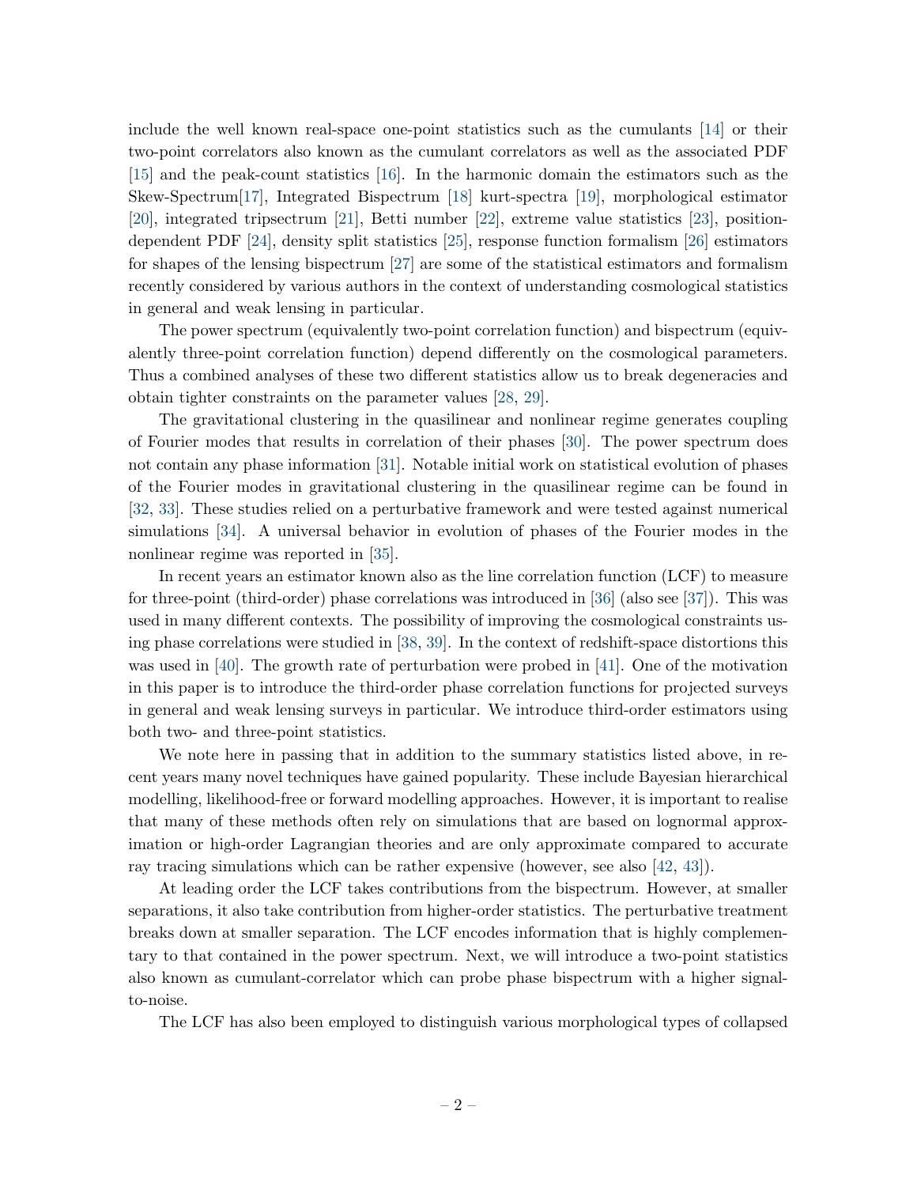include the well known real-space one-point statistics such as the cumulants [14] or their two-point correlators also known as the cumulant correlators as well as the associated PDF [15] and the peak-count statistics [16]. In the harmonic domain the estimators such as the Skew-Spectrum[17], Integrated Bispectrum [18] kurt-spectra [19], morphological estimator [20], integrated tripsectrum [21], Betti number [22], extreme value statistics [23], position-dependent PDF [24], density split statistics [25], response function formalism [26] estimators for shapes of the lensing bispectrum [27] are some of the statistical estimators and formalism recently considered by various authors in the context of understanding cosmological statistics in general and weak lensing in particular.

The power spectrum (equivalently two-point correlation function) and bispectrum (equivalently three-point correlation function) depend differently on the cosmological parameters. Thus a combined analyses of these two different statistics allow us to break degeneracies and obtain tighter constraints on the parameter values [28, 29].

The gravitational clustering in the quasilinear and nonlinear regime generates coupling of Fourier modes that results in correlation of their phases [30]. The power spectrum does not contain any phase information [31]. Notable initial work on statistical evolution of phases of the Fourier modes in gravitational clustering in the quasilinear regime can be found in [32, 33]. These studies relied on a perturbative framework and were tested against numerical simulations [34]. A universal behavior in evolution of phases of the Fourier modes in the nonlinear regime was reported in [35].

In recent years an estimator known also as the line correlation function (LCF) to measure for three-point (third-order) phase correlations was introduced in [36] (also see [37]). This was used in many different contexts. The possibility of improving the cosmological constraints using phase correlations were studied in [38, 39]. In the context of redshift-space distortions this was used in [40]. The growth rate of perturbation were probed in [41]. One of the motivation in this paper is to introduce the third-order phase correlation functions for projected surveys in general and weak lensing surveys in particular. We introduce third-order estimators using both two- and three-point statistics.

We note here in passing that in addition to the summary statistics listed above, in recent years many novel techniques have gained popularity. These include Bayesian hierarchical modelling, likelihood-free or forward modelling approaches. However, it is important to realise that many of these methods often rely on simulations that are based on lognormal approximation or high-order Lagrangian theories and are only approximate compared to accurate ray tracing simulations which can be rather expensive (however, see also [42, 43]).

At leading order the LCF takes contributions from the bispectrum. However, at smaller separations, it also take contribution from higher-order statistics. The perturbative treatment breaks down at smaller separation. The LCF encodes information that is highly complementary to that contained in the power spectrum. Next, we will introduce a two-point statistics also known as cumulant-correlator which can probe phase bispectrum with a higher signal-to-noise.

The LCF has also been employed to distinguish various morphological types of collapsed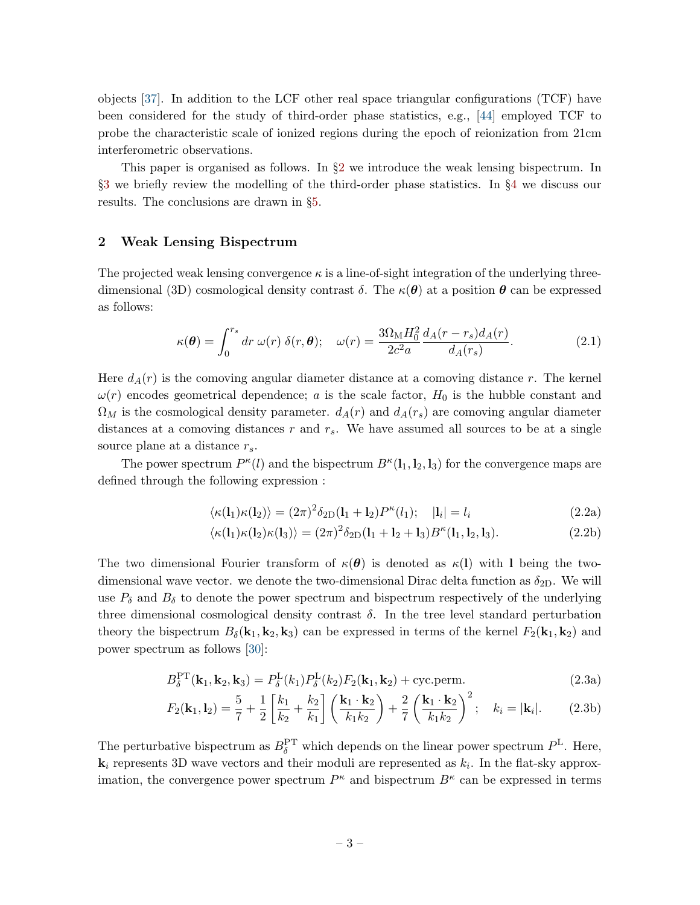objects [37]. In addition to the LCF other real space triangular configurations (TCF) have been considered for the study of third-order phase statistics, e.g., [44] employed TCF to probe the characteristic scale of ionized regions during the epoch of reionization from 21cm interferometric observations.

This paper is organised as follows. In §2 we introduce the weak lensing bispectrum. In §3 we briefly review the modelling of the third-order phase statistics. In §4 we discuss our results. The conclusions are drawn in §5.

## 2 Weak Lensing Bispectrum

The projected weak lensing convergence $\kappa$ is a line-of-sight integration of the underlying three-dimensional (3D) cosmological density contrast $\delta$. The $\kappa(\boldsymbol{\theta})$ at a position $\boldsymbol{\theta}$ can be expressed as follows:

$$\kappa(\boldsymbol{\theta}) = \int_0^{r_s} dr\ \omega(r)\ \delta(r, \boldsymbol{\theta}); \quad \omega(r) = \frac{3\Omega_{\rm M} H_0^2}{2c^2 a} \frac{d_A(r - r_s) d_A(r)}{d_A(r_s)}. \tag{2.1}$$

Here $d_A(r)$ is the comoving angular diameter distance at a comoving distance $r$. The kernel $\omega(r)$ encodes geometrical dependence; $a$ is the scale factor, $H_0$ is the hubble constant and $\Omega_M$ is the cosmological density parameter. $d_A(r)$ and $d_A(r_s)$ are comoving angular diameter distances at a comoving distances $r$ and $r_s$. We have assumed all sources to be at a single source plane at a distance $r_s$.

The power spectrum $P^\kappa(l)$ and the bispectrum $B^\kappa(\mathbf{l}_1, \mathbf{l}_2, \mathbf{l}_3)$ for the convergence maps are defined through the following expression :

$$\langle \kappa(\mathbf{l}_1)\kappa(\mathbf{l}_2) \rangle = (2\pi)^2 \delta_{\rm 2D}(\mathbf{l}_1 + \mathbf{l}_2) P^\kappa(l_1); \quad |\mathbf{l}_i| = l_i \tag{2.2a}$$

$$\langle \kappa(\mathbf{l}_1)\kappa(\mathbf{l}_2)\kappa(\mathbf{l}_3) \rangle = (2\pi)^2 \delta_{\rm 2D}(\mathbf{l}_1 + \mathbf{l}_2 + \mathbf{l}_3) B^\kappa(\mathbf{l}_1, \mathbf{l}_2, \mathbf{l}_3). \tag{2.2b}$$

The two dimensional Fourier transform of $\kappa(\boldsymbol{\theta})$ is denoted as $\kappa(\mathbf{l})$ with $\mathbf{l}$ being the two-dimensional wave vector. we denote the two-dimensional Dirac delta function as $\delta_{\rm 2D}$. We will use $P_\delta$ and $B_\delta$ to denote the power spectrum and bispectrum respectively of the underlying three dimensional cosmological density contrast $\delta$. In the tree level standard perturbation theory the bispectrum $B_\delta(\mathbf{k}_1, \mathbf{k}_2, \mathbf{k}_3)$ can be expressed in terms of the kernel $F_2(\mathbf{k}_1, \mathbf{k}_2)$ and power spectrum as follows [30]:

$$B_\delta^{\rm PT}(\mathbf{k}_1, \mathbf{k}_2, \mathbf{k}_3) = P_\delta^{\rm L}(k_1) P_\delta^{\rm L}(k_2) F_2(\mathbf{k}_1, \mathbf{k}_2) + \text{cyc.perm.} \tag{2.3a}$$

$$F_2(\mathbf{k}_1, \mathbf{l}_2) = \frac{5}{7} + \frac{1}{2}\left[\frac{k_1}{k_2} + \frac{k_2}{k_1}\right]\left(\frac{\mathbf{k}_1 \cdot \mathbf{k}_2}{k_1 k_2}\right) + \frac{2}{7}\left(\frac{\mathbf{k}_1 \cdot \mathbf{k}_2}{k_1 k_2}\right)^2; \quad k_i = |\mathbf{k}_i|. \tag{2.3b}$$

The perturbative bispectrum as $B_\delta^{\rm PT}$ which depends on the linear power spectrum $P^{\rm L}$. Here, $\mathbf{k}_i$ represents 3D wave vectors and their moduli are represented as $k_i$. In the flat-sky approximation, the convergence power spectrum $P^\kappa$ and bispectrum $B^\kappa$ can be expressed in terms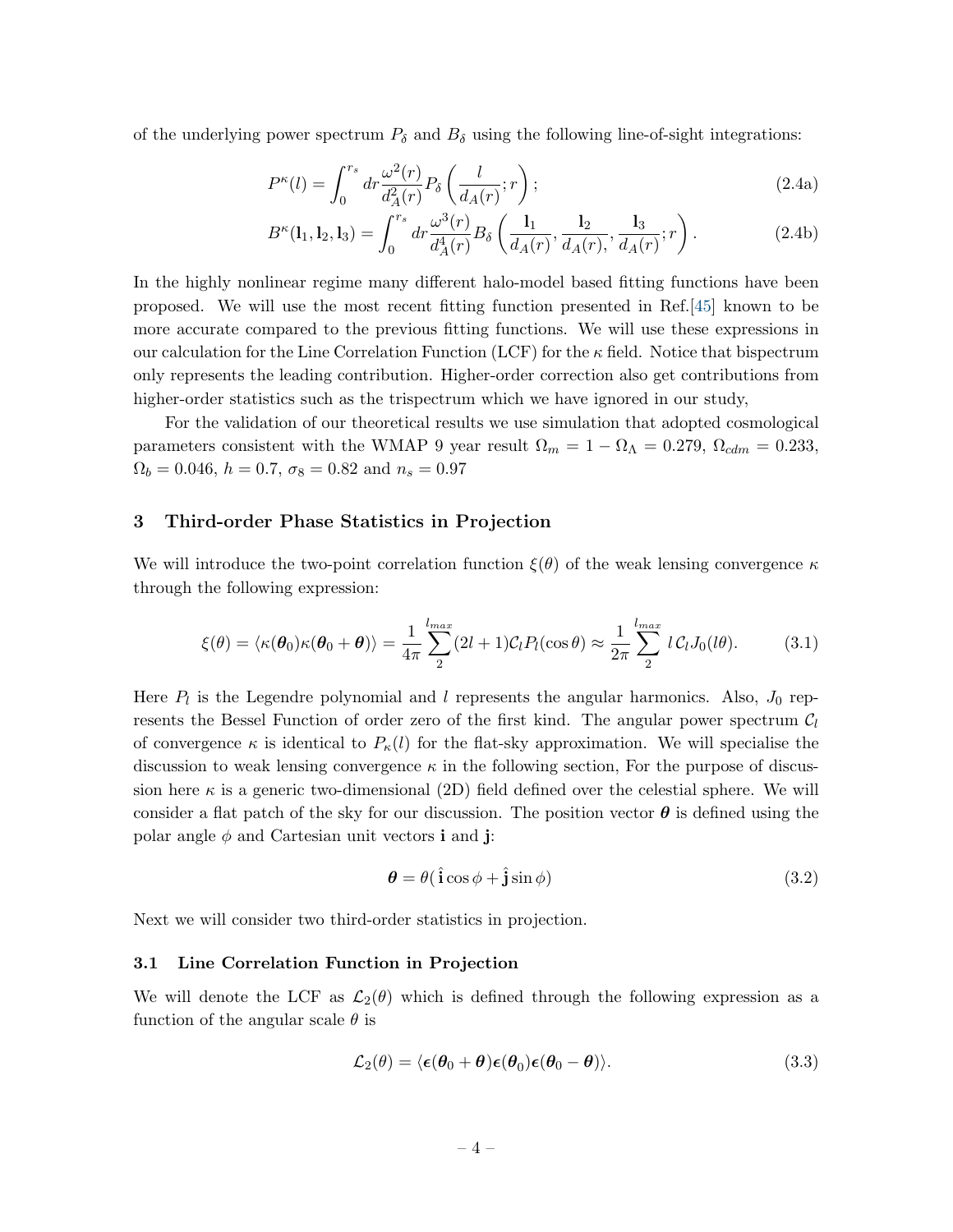of the underlying power spectrum $P_\delta$ and $B_\delta$ using the following line-of-sight integrations:

$$P^\kappa(l) = \int_0^{r_s} dr \frac{\omega^2(r)}{d_A^2(r)} P_\delta\left(\frac{l}{d_A(r)}; r\right); \tag{2.4a}$$

$$B^\kappa(\mathbf{l}_1, \mathbf{l}_2, \mathbf{l}_3) = \int_0^{r_s} dr \frac{\omega^3(r)}{d_A^4(r)} B_\delta\left(\frac{\mathbf{l}_1}{d_A(r)}, \frac{\mathbf{l}_2}{d_A(r),}, \frac{\mathbf{l}_3}{d_A(r)}; r\right). \tag{2.4b}$$

In the highly nonlinear regime many different halo-model based fitting functions have been proposed. We will use the most recent fitting function presented in Ref.[45] known to be more accurate compared to the previous fitting functions. We will use these expressions in our calculation for the Line Correlation Function (LCF) for the $\kappa$ field. Notice that bispectrum only represents the leading contribution. Higher-order correction also get contributions from higher-order statistics such as the trispectrum which we have ignored in our study,

For the validation of our theoretical results we use simulation that adopted cosmological parameters consistent with the WMAP 9 year result $\Omega_m = 1 - \Omega_\Lambda = 0.279$, $\Omega_{cdm} = 0.233$, $\Omega_b = 0.046$, $h = 0.7$, $\sigma_8 = 0.82$ and $n_s = 0.97$

## 3 Third-order Phase Statistics in Projection

We will introduce the two-point correlation function $\xi(\theta)$ of the weak lensing convergence $\kappa$ through the following expression:

$$\xi(\theta) = \langle \kappa(\boldsymbol{\theta}_0)\kappa(\boldsymbol{\theta}_0 + \boldsymbol{\theta})\rangle = \frac{1}{4\pi}\sum_2^{l_{max}}(2l+1)\mathcal{C}_l P_l(\cos\theta) \approx \frac{1}{2\pi}\sum_2^{l_{max}} l\,\mathcal{C}_l J_0(l\theta). \tag{3.1}$$

Here $P_l$ is the Legendre polynomial and $l$ represents the angular harmonics. Also, $J_0$ represents the Bessel Function of order zero of the first kind. The angular power spectrum $\mathcal{C}_l$ of convergence $\kappa$ is identical to $P_\kappa(l)$ for the flat-sky approximation. We will specialise the discussion to weak lensing convergence $\kappa$ in the following section, For the purpose of discussion here $\kappa$ is a generic two-dimensional (2D) field defined over the celestial sphere. We will consider a flat patch of the sky for our discussion. The position vector $\boldsymbol{\theta}$ is defined using the polar angle $\phi$ and Cartesian unit vectors $\mathbf{i}$ and $\mathbf{j}$:

$$\boldsymbol{\theta} = \theta(\,\hat{\mathbf{i}}\cos\phi + \hat{\mathbf{j}}\sin\phi) \tag{3.2}$$

Next we will consider two third-order statistics in projection.

### 3.1 Line Correlation Function in Projection

We will denote the LCF as $\mathcal{L}_2(\theta)$ which is defined through the following expression as a function of the angular scale $\theta$ is

$$\mathcal{L}_2(\theta) = \langle \boldsymbol{\epsilon}(\boldsymbol{\theta}_0 + \boldsymbol{\theta})\boldsymbol{\epsilon}(\boldsymbol{\theta}_0)\boldsymbol{\epsilon}(\boldsymbol{\theta}_0 - \boldsymbol{\theta})\rangle. \tag{3.3}$$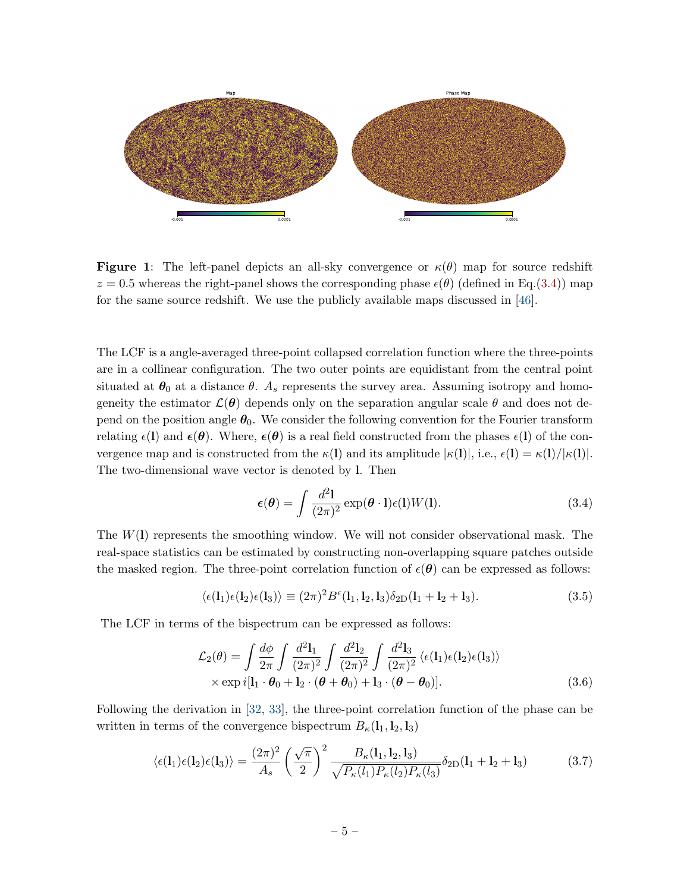**Figure 1**: The left-panel depicts an all-sky convergence or $\kappa(\theta)$ map for source redshift $z = 0.5$ whereas the right-panel shows the corresponding phase $\epsilon(\theta)$ (defined in Eq.(3.4)) map for the same source redshift. We use the publicly available maps discussed in [46].

The LCF is a angle-averaged three-point collapsed correlation function where the three-points are in a collinear configuration. The two outer points are equidistant from the central point situated at $\boldsymbol{\theta}_0$ at a distance $\theta$. $A_s$ represents the survey area. Assuming isotropy and homogeneity the estimator $\mathcal{L}(\boldsymbol{\theta})$ depends only on the separation angular scale $\theta$ and does not depend on the position angle $\boldsymbol{\theta}_0$. We consider the following convention for the Fourier transform relating $\epsilon(\mathbf{l})$ and $\boldsymbol{\epsilon}(\boldsymbol{\theta})$. Where, $\boldsymbol{\epsilon}(\boldsymbol{\theta})$ is a real field constructed from the phases $\epsilon(\mathbf{l})$ of the convergence map and is constructed from the $\kappa(\mathbf{l})$ and its amplitude $|\kappa(\mathbf{l})|$, i.e., $\epsilon(\mathbf{l}) = \kappa(\mathbf{l})/|\kappa(\mathbf{l})|$. The two-dimensional wave vector is denoted by $\mathbf{l}$. Then

$$\boldsymbol{\epsilon}(\boldsymbol{\theta}) = \int \frac{d^2\mathbf{l}}{(2\pi)^2} \exp(\boldsymbol{\theta}\cdot\mathbf{l})\epsilon(\mathbf{l})W(\mathbf{l}). \tag{3.4}$$

The $W(\mathbf{l})$ represents the smoothing window. We will not consider observational mask. The real-space statistics can be estimated by constructing non-overlapping square patches outside the masked region. The three-point correlation function of $\epsilon(\boldsymbol{\theta})$ can be expressed as follows:

$$\langle \epsilon(\mathbf{l}_1)\epsilon(\mathbf{l}_2)\epsilon(\mathbf{l}_3)\rangle \equiv (2\pi)^2 B^{\epsilon}(\mathbf{l}_1, \mathbf{l}_2, \mathbf{l}_3)\delta_{\rm 2D}(\mathbf{l}_1 + \mathbf{l}_2 + \mathbf{l}_3). \tag{3.5}$$

The LCF in terms of the bispectrum can be expressed as follows:

$$\begin{aligned}\mathcal{L}_2(\theta) = \int \frac{d\phi}{2\pi} \int \frac{d^2\mathbf{l}_1}{(2\pi)^2} \int \frac{d^2\mathbf{l}_2}{(2\pi)^2} \int \frac{d^2\mathbf{l}_3}{(2\pi)^2} \langle \epsilon(\mathbf{l}_1)\epsilon(\mathbf{l}_2)\epsilon(\mathbf{l}_3)\rangle \\ \times \exp i[\mathbf{l}_1 \cdot \boldsymbol{\theta}_0 + \mathbf{l}_2 \cdot (\boldsymbol{\theta} + \boldsymbol{\theta}_0) + \mathbf{l}_3 \cdot (\boldsymbol{\theta} - \boldsymbol{\theta}_0)].\end{aligned} \tag{3.6}$$

Following the derivation in [32, 33], the three-point correlation function of the phase can be written in terms of the convergence bispectrum $B_\kappa(\mathbf{l}_1, \mathbf{l}_2, \mathbf{l}_3)$

$$\langle \epsilon(\mathbf{l}_1)\epsilon(\mathbf{l}_2)\epsilon(\mathbf{l}_3)\rangle = \frac{(2\pi)^2}{A_s}\left(\frac{\sqrt{\pi}}{2}\right)^2 \frac{B_\kappa(\mathbf{l}_1, \mathbf{l}_2, \mathbf{l}_3)}{\sqrt{P_\kappa(l_1)P_\kappa(l_2)P_\kappa(l_3)}}\delta_{\rm 2D}(\mathbf{l}_1 + \mathbf{l}_2 + \mathbf{l}_3) \tag{3.7}$$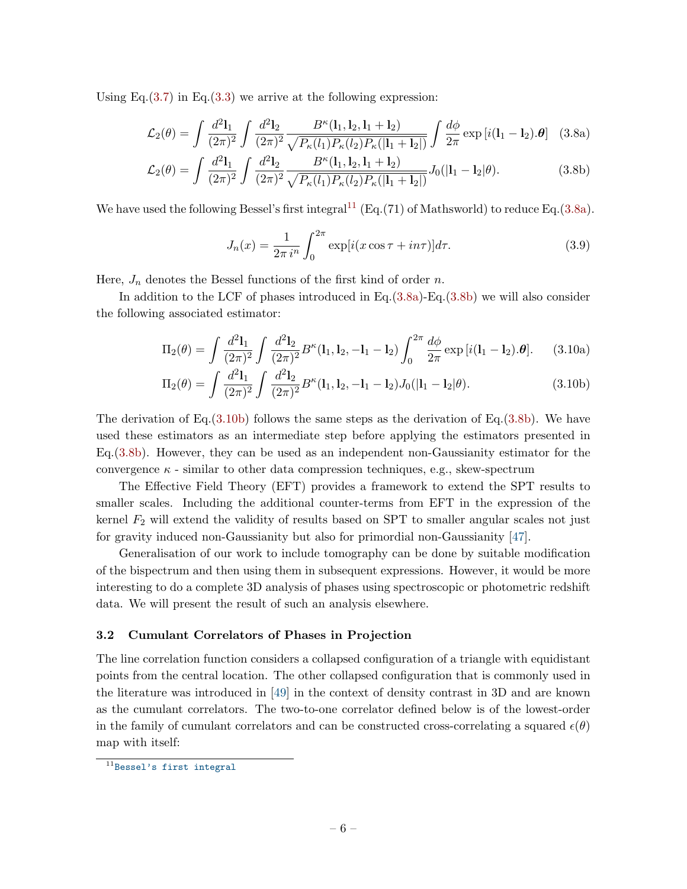Using Eq.(3.7) in Eq.(3.3) we arrive at the following expression:

$$\mathcal{L}_2(\theta) = \int \frac{d^2\mathbf{l}_1}{(2\pi)^2} \int \frac{d^2\mathbf{l}_2}{(2\pi)^2} \frac{B^\kappa(\mathbf{l}_1, \mathbf{l}_2, \mathbf{l}_1 + \mathbf{l}_2)}{\sqrt{P_\kappa(l_1)P_\kappa(l_2)P_\kappa(|\mathbf{l}_1 + \mathbf{l}_2|)}} \int \frac{d\phi}{2\pi} \exp\left[i(\mathbf{l}_1 - \mathbf{l}_2).\boldsymbol{\theta}\right] \quad (3.8a)$$

$$\mathcal{L}_2(\theta) = \int \frac{d^2\mathbf{l}_1}{(2\pi)^2} \int \frac{d^2\mathbf{l}_2}{(2\pi)^2} \frac{B^\kappa(\mathbf{l}_1, \mathbf{l}_2, \mathbf{l}_1 + \mathbf{l}_2)}{\sqrt{P_\kappa(l_1)P_\kappa(l_2)P_\kappa(|\mathbf{l}_1 + \mathbf{l}_2|)}} J_0(|\mathbf{l}_1 - \mathbf{l}_2|\theta). \quad (3.8b)$$

We have used the following Bessel's first integral[11] (Eq.(71) of Mathsworld) to reduce Eq.(3.8a).

$$J_n(x) = \frac{1}{2\pi\, i^n} \int_0^{2\pi} \exp[i(x\cos\tau + in\tau)]d\tau. \quad (3.9)$$

Here, $J_n$ denotes the Bessel functions of the first kind of order $n$.

In addition to the LCF of phases introduced in Eq.(3.8a)-Eq.(3.8b) we will also consider the following associated estimator:

$$\Pi_2(\theta) = \int \frac{d^2\mathbf{l}_1}{(2\pi)^2} \int \frac{d^2\mathbf{l}_2}{(2\pi)^2} B^\kappa(\mathbf{l}_1, \mathbf{l}_2, -\mathbf{l}_1 - \mathbf{l}_2) \int_0^{2\pi} \frac{d\phi}{2\pi} \exp\left[i(\mathbf{l}_1 - \mathbf{l}_2).\boldsymbol{\theta}\right]. \quad (3.10a)$$

$$\Pi_2(\theta) = \int \frac{d^2\mathbf{l}_1}{(2\pi)^2} \int \frac{d^2\mathbf{l}_2}{(2\pi)^2} B^\kappa(\mathbf{l}_1, \mathbf{l}_2, -\mathbf{l}_1 - \mathbf{l}_2) J_0(|\mathbf{l}_1 - \mathbf{l}_2|\theta). \quad (3.10b)$$

The derivation of Eq.(3.10b) follows the same steps as the derivation of Eq.(3.8b). We have used these estimators as an intermediate step before applying the estimators presented in Eq.(3.8b). However, they can be used as an independent non-Gaussianity estimator for the convergence $\kappa$ - similar to other data compression techniques, e.g., skew-spectrum

The Effective Field Theory (EFT) provides a framework to extend the SPT results to smaller scales. Including the additional counter-terms from EFT in the expression of the kernel $F_2$ will extend the validity of results based on SPT to smaller angular scales not just for gravity induced non-Gaussianity but also for primordial non-Gaussianity [47].

Generalisation of our work to include tomography can be done by suitable modification of the bispectrum and then using them in subsequent expressions. However, it would be more interesting to do a complete 3D analysis of phases using spectroscopic or photometric redshift data. We will present the result of such an analysis elsewhere.

### 3.2 Cumulant Correlators of Phases in Projection

The line correlation function considers a collapsed configuration of a triangle with equidistant points from the central location. The other collapsed configuration that is commonly used in the literature was introduced in [49] in the context of density contrast in 3D and are known as the cumulant correlators. The two-to-one correlator defined below is of the lowest-order in the family of cumulant correlators and can be constructed cross-correlating a squared $\epsilon(\theta)$ map with itself:

[11] Bessel's first integral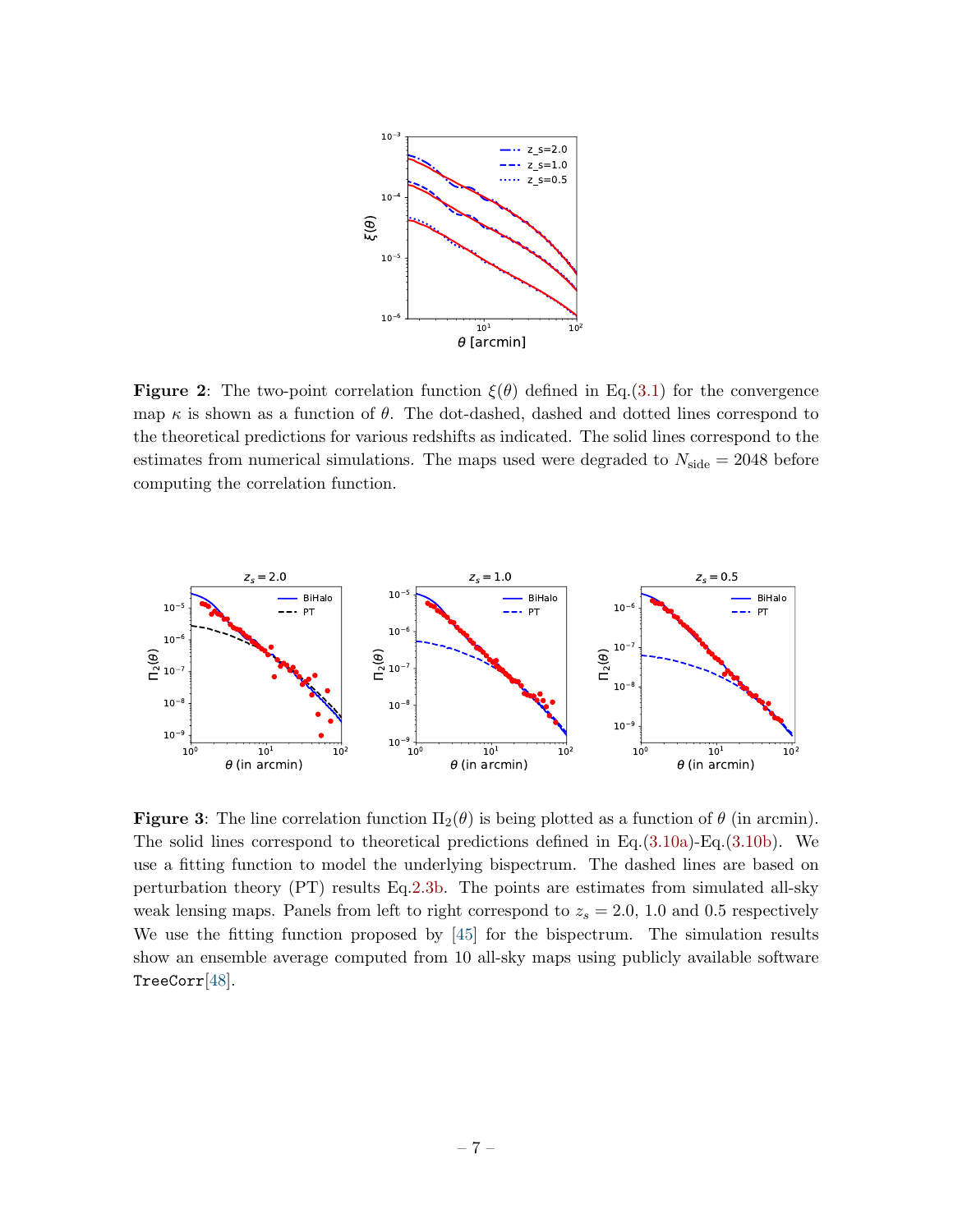**Figure 2**: The two-point correlation function $\xi(\theta)$ defined in Eq.(3.1) for the convergence map $\kappa$ is shown as a function of $\theta$. The dot-dashed, dashed and dotted lines correspond to the theoretical predictions for various redshifts as indicated. The solid lines correspond to the estimates from numerical simulations. The maps used were degraded to $N_{\rm side} = 2048$ before computing the correlation function.

**Figure 3**: The line correlation function $\Pi_2(\theta)$ is being plotted as a function of $\theta$ (in arcmin). The solid lines correspond to theoretical predictions defined in Eq.(3.10a)-Eq.(3.10b). We use a fitting function to model the underlying bispectrum. The dashed lines are based on perturbation theory (PT) results Eq.2.3b. The points are estimates from simulated all-sky weak lensing maps. Panels from left to right correspond to $z_s = 2.0$, 1.0 and 0.5 respectively We use the fitting function proposed by [45] for the bispectrum. The simulation results show an ensemble average computed from 10 all-sky maps using publicly available software `TreeCorr`[48].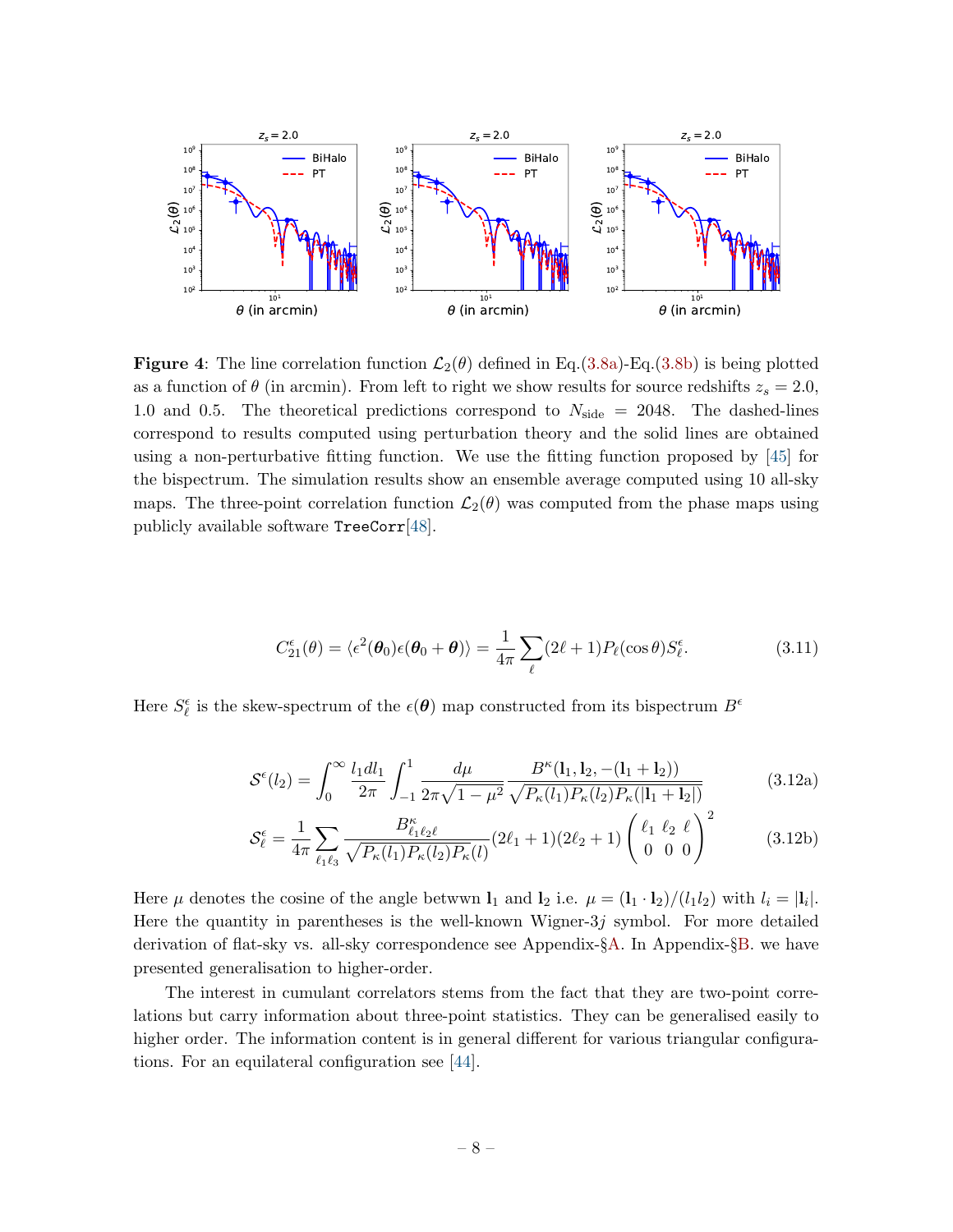**Figure 4**: The line correlation function $\mathcal{L}_2(\theta)$ defined in Eq.(3.8a)-Eq.(3.8b) is being plotted as a function of $\theta$ (in arcmin). From left to right we show results for source redshifts $z_s = 2.0$, 1.0 and 0.5. The theoretical predictions correspond to $N_{\rm side} = 2048$. The dashed-lines correspond to results computed using perturbation theory and the solid lines are obtained using a non-perturbative fitting function. We use the fitting function proposed by [45] for the bispectrum. The simulation results show an ensemble average computed using 10 all-sky maps. The three-point correlation function $\mathcal{L}_2(\theta)$ was computed from the phase maps using publicly available software `TreeCorr`[48].

$$C^{\epsilon}_{21}(\theta) = \langle \epsilon^2(\boldsymbol{\theta}_0)\epsilon(\boldsymbol{\theta}_0+\boldsymbol{\theta})\rangle = \frac{1}{4\pi}\sum_{\ell}(2\ell+1)P_\ell(\cos\theta)S^{\epsilon}_{\ell}. \tag{3.11}$$

Here $S^{\epsilon}_{\ell}$ is the skew-spectrum of the $\epsilon(\boldsymbol{\theta})$ map constructed from its bispectrum $B^{\epsilon}$

$$\mathcal{S}^{\epsilon}(l_2) = \int_0^{\infty}\frac{l_1 dl_1}{2\pi}\int_{-1}^{1}\frac{d\mu}{2\pi\sqrt{1-\mu^2}}\frac{B^{\kappa}(\mathbf{l}_1,\mathbf{l}_2,-(\mathbf{l}_1+\mathbf{l}_2))}{\sqrt{P_\kappa(l_1)P_\kappa(l_2)P_\kappa(|\mathbf{l}_1+\mathbf{l}_2|)}} \tag{3.12a}$$

$$\mathcal{S}^{\epsilon}_{\ell} = \frac{1}{4\pi}\sum_{\ell_1\ell_3}\frac{B^{\kappa}_{\ell_1\ell_2\ell}}{\sqrt{P_\kappa(l_1)P_\kappa(l_2)P_\kappa(l)}}(2\ell_1+1)(2\ell_2+1)\begin{pmatrix}\ell_1 & \ell_2 & \ell\\ 0 & 0 & 0\end{pmatrix}^2 \tag{3.12b}$$

Here $\mu$ denotes the cosine of the angle betwwn $\mathbf{l}_1$ and $\mathbf{l}_2$ i.e. $\mu = (\mathbf{l}_1\cdot\mathbf{l}_2)/(l_1 l_2)$ with $l_i = |\mathbf{l}_i|$. Here the quantity in parentheses is the well-known Wigner-3$j$ symbol. For more detailed derivation of flat-sky vs. all-sky correspondence see Appendix-§A. In Appendix-§B. we have presented generalisation to higher-order.

The interest in cumulant correlators stems from the fact that they are two-point correlations but carry information about three-point statistics. They can be generalised easily to higher order. The information content is in general different for various triangular configurations. For an equilateral configuration see [44].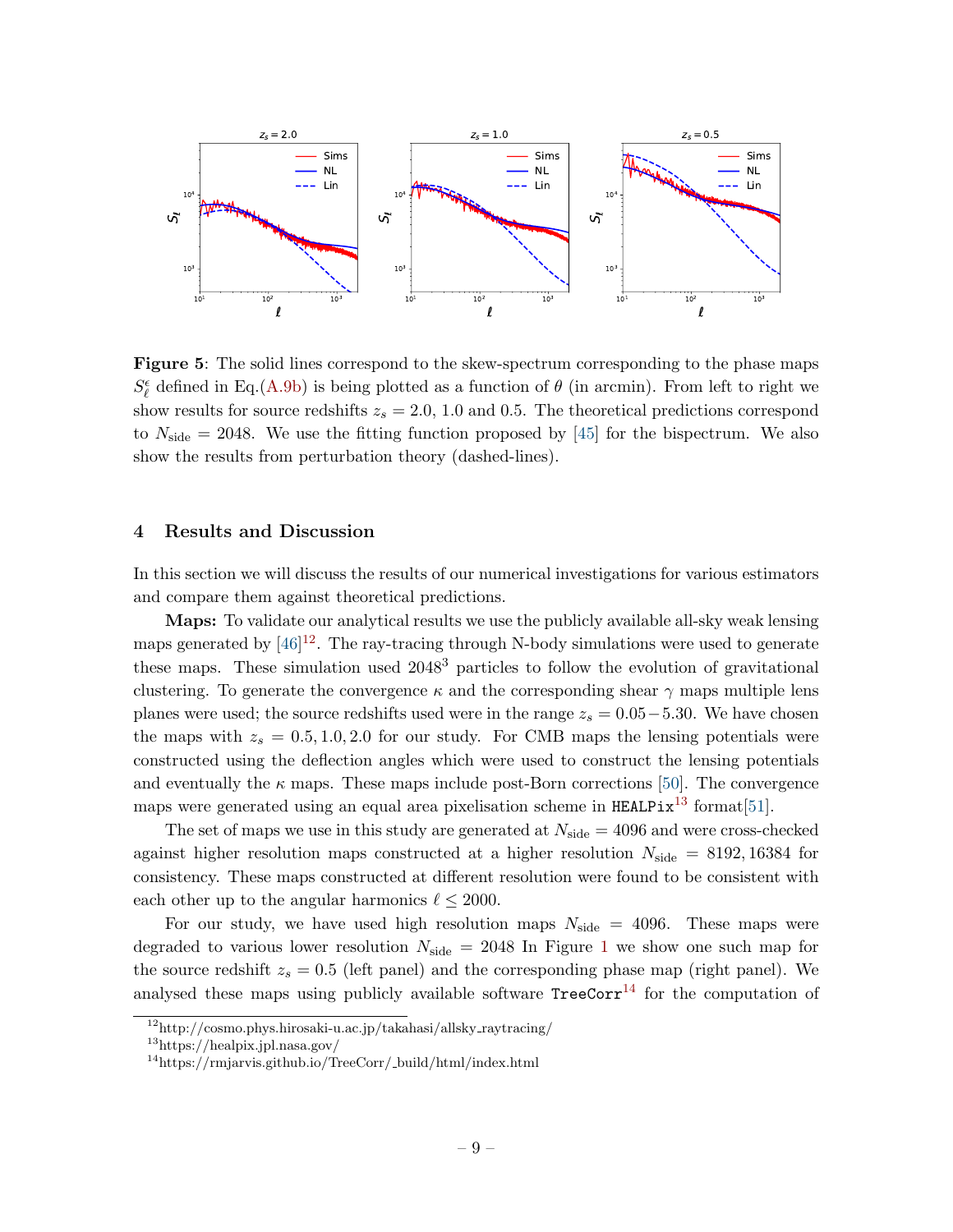**Figure 5**: The solid lines correspond to the skew-spectrum corresponding to the phase maps $S_\ell^\epsilon$ defined in Eq.(A.9b) is being plotted as a function of $\theta$ (in arcmin). From left to right we show results for source redshifts $z_s = 2.0$, 1.0 and 0.5. The theoretical predictions correspond to $N_{\rm side} = 2048$. We use the fitting function proposed by [45] for the bispectrum. We also show the results from perturbation theory (dashed-lines).

## 4 Results and Discussion

In this section we will discuss the results of our numerical investigations for various estimators and compare them against theoretical predictions.

**Maps:** To validate our analytical results we use the publicly available all-sky weak lensing maps generated by [46][12]. The ray-tracing through N-body simulations were used to generate these maps. These simulation used $2048^3$ particles to follow the evolution of gravitational clustering. To generate the convergence $\kappa$ and the corresponding shear $\gamma$ maps multiple lens planes were used; the source redshifts used were in the range $z_s = 0.05-5.30$. We have chosen the maps with $z_s = 0.5, 1.0, 2.0$ for our study. For CMB maps the lensing potentials were constructed using the deflection angles which were used to construct the lensing potentials and eventually the $\kappa$ maps. These maps include post-Born corrections [50]. The convergence maps were generated using an equal area pixelisation scheme in `HEALPix`[13] format[51].

The set of maps we use in this study are generated at $N_{\rm side} = 4096$ and were cross-checked against higher resolution maps constructed at a higher resolution $N_{\rm side} = 8192, 16384$ for consistency. These maps constructed at different resolution were found to be consistent with each other up to the angular harmonics $\ell \le 2000$.

For our study, we have used high resolution maps $N_{\rm side} = 4096$. These maps were degraded to various lower resolution $N_{\rm side} = 2048$ In Figure 1 we show one such map for the source redshift $z_s = 0.5$ (left panel) and the corresponding phase map (right panel). We analysed these maps using publicly available software `TreeCorr`[14] for the computation of

[12] http://cosmo.phys.hirosaki-u.ac.jp/takahasi/allsky_raytracing/

[13] https://healpix.jpl.nasa.gov/

[14] https://rmjarvis.github.io/TreeCorr/_build/html/index.html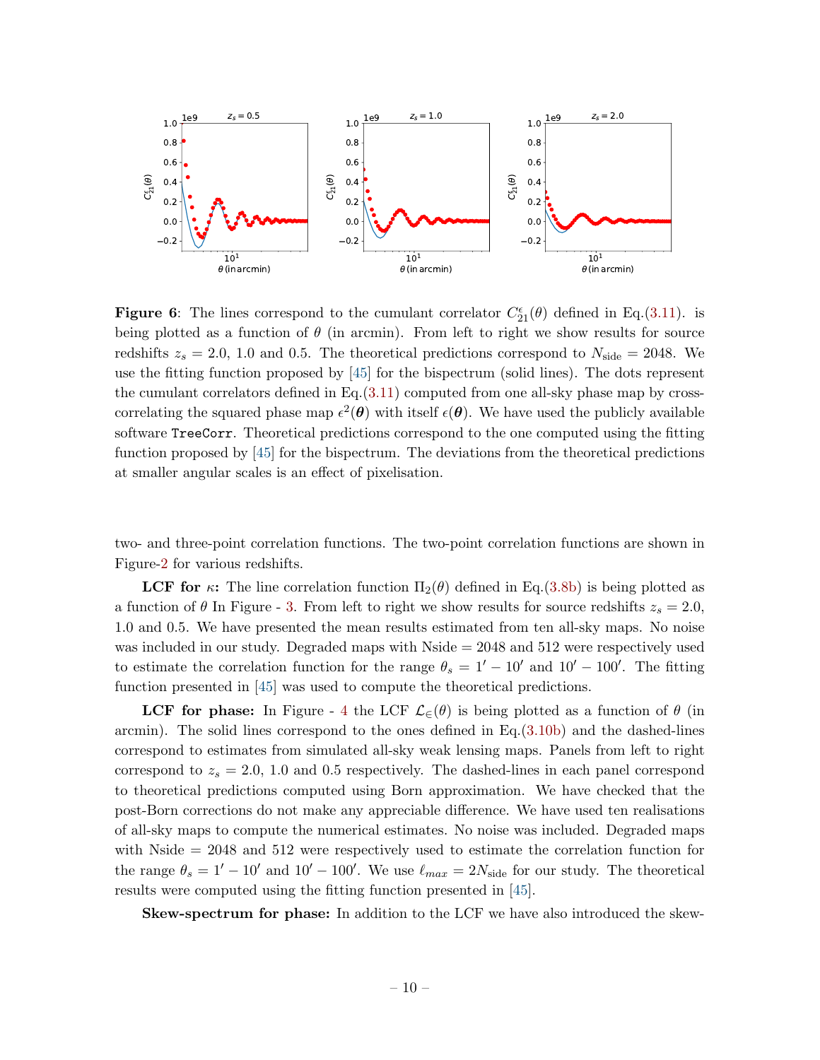**Figure 6**: The lines correspond to the cumulant correlator $C^{\epsilon}_{21}(\theta)$ defined in Eq.(3.11). is being plotted as a function of $\theta$ (in arcmin). From left to right we show results for source redshifts $z_s = 2.0$, 1.0 and 0.5. The theoretical predictions correspond to $N_{\rm side} = 2048$. We use the fitting function proposed by [45] for the bispectrum (solid lines). The dots represent the cumulant correlators defined in Eq.(3.11) computed from one all-sky phase map by cross-correlating the squared phase map $\epsilon^2(\boldsymbol{\theta})$ with itself $\epsilon(\boldsymbol{\theta})$. We have used the publicly available software `TreeCorr`. Theoretical predictions correspond to the one computed using the fitting function proposed by [45] for the bispectrum. The deviations from the theoretical predictions at smaller angular scales is an effect of pixelisation.

two- and three-point correlation functions. The two-point correlation functions are shown in Figure-2 for various redshifts.

**LCF for $\kappa$:** The line correlation function $\Pi_2(\theta)$ defined in Eq.(3.8b) is being plotted as a function of $\theta$ In Figure - 3. From left to right we show results for source redshifts $z_s = 2.0$, 1.0 and 0.5. We have presented the mean results estimated from ten all-sky maps. No noise was included in our study. Degraded maps with Nside $= 2048$ and 512 were respectively used to estimate the correlation function for the range $\theta_s = 1' - 10'$ and $10' - 100'$. The fitting function presented in [45] was used to compute the theoretical predictions.

**LCF for phase:** In Figure - 4 the LCF $\mathcal{L}_{\in}(\theta)$ is being plotted as a function of $\theta$ (in arcmin). The solid lines correspond to the ones defined in Eq.(3.10b) and the dashed-lines correspond to estimates from simulated all-sky weak lensing maps. Panels from left to right correspond to $z_s = 2.0$, 1.0 and 0.5 respectively. The dashed-lines in each panel correspond to theoretical predictions computed using Born approximation. We have checked that the post-Born corrections do not make any appreciable difference. We have used ten realisations of all-sky maps to compute the numerical estimates. No noise was included. Degraded maps with Nside $= 2048$ and 512 were respectively used to estimate the correlation function for the range $\theta_s = 1' - 10'$ and $10' - 100'$. We use $\ell_{max} = 2N_{\rm side}$ for our study. The theoretical results were computed using the fitting function presented in [45].

**Skew-spectrum for phase:** In addition to the LCF we have also introduced the skew-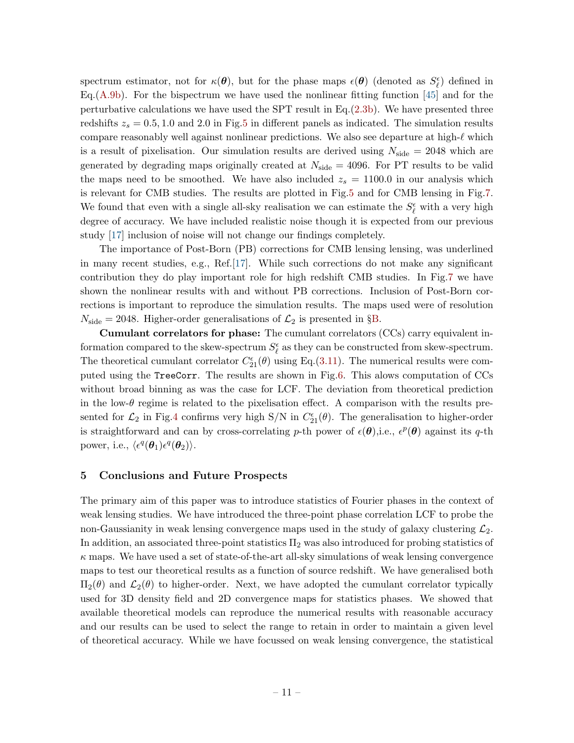spectrum estimator, not for $\kappa(\boldsymbol{\theta})$, but for the phase maps $\epsilon(\boldsymbol{\theta})$ (denoted as $S_\ell^\epsilon$) defined in Eq.(A.9b). For the bispectrum we have used the nonlinear fitting function [45] and for the perturbative calculations we have used the SPT result in Eq.(2.3b). We have presented three redshifts $z_s = 0.5, 1.0$ and $2.0$ in Fig.5 in different panels as indicated. The simulation results compare reasonably well against nonlinear predictions. We also see departure at high-$\ell$ which is a result of pixelisation. Our simulation results are derived using $N_{\rm side} = 2048$ which are generated by degrading maps originally created at $N_{\rm side} = 4096$. For PT results to be valid the maps need to be smoothed. We have also included $z_s = 1100.0$ in our analysis which is relevant for CMB studies. The results are plotted in Fig.5 and for CMB lensing in Fig.7. We found that even with a single all-sky realisation we can estimate the $S_\ell^\epsilon$ with a very high degree of accuracy. We have included realistic noise though it is expected from our previous study [17] inclusion of noise will not change our findings completely.

The importance of Post-Born (PB) corrections for CMB lensing lensing, was underlined in many recent studies, e.g., Ref.[17]. While such corrections do not make any significant contribution they do play important role for high redshift CMB studies. In Fig.7 we have shown the nonlinear results with and without PB corrections. Inclusion of Post-Born corrections is important to reproduce the simulation results. The maps used were of resolution $N_{\rm side} = 2048$. Higher-order generalisations of $\mathcal{L}_2$ is presented in §B.

**Cumulant correlators for phase:** The cumulant correlators (CCs) carry equivalent information compared to the skew-spectrum $S_\ell^\epsilon$ as they can be constructed from skew-spectrum. The theoretical cumulant correlator $C_{21}^\epsilon(\theta)$ using Eq.(3.11). The numerical results were computed using the `TreeCorr`. The results are shown in Fig.6. This alows computation of CCs without broad binning as was the case for LCF. The deviation from theoretical prediction in the low-$\theta$ regime is related to the pixelisation effect. A comparison with the results presented for $\mathcal{L}_2$ in Fig.4 confirms very high S/N in $C_{21}^\epsilon(\theta)$. The generalisation to higher-order is straightforward and can by cross-correlating $p$-th power of $\epsilon(\boldsymbol{\theta})$,i.e., $\epsilon^p(\boldsymbol{\theta})$ against its $q$-th power, i.e., $\langle \epsilon^q(\boldsymbol{\theta}_1)\epsilon^q(\boldsymbol{\theta}_2)\rangle$.

## 5 Conclusions and Future Prospects

The primary aim of this paper was to introduce statistics of Fourier phases in the context of weak lensing studies. We have introduced the three-point phase correlation LCF to probe the non-Gaussianity in weak lensing convergence maps used in the study of galaxy clustering $\mathcal{L}_2$. In addition, an associated three-point statistics $\Pi_2$ was also introduced for probing statistics of $\kappa$ maps. We have used a set of state-of-the-art all-sky simulations of weak lensing convergence maps to test our theoretical results as a function of source redshift. We have generalised both $\Pi_2(\theta)$ and $\mathcal{L}_2(\theta)$ to higher-order. Next, we have adopted the cumulant correlator typically used for 3D density field and 2D convergence maps for statistics phases. We showed that available theoretical models can reproduce the numerical results with reasonable accuracy and our results can be used to select the range to retain in order to maintain a given level of theoretical accuracy. While we have focussed on weak lensing convergence, the statistical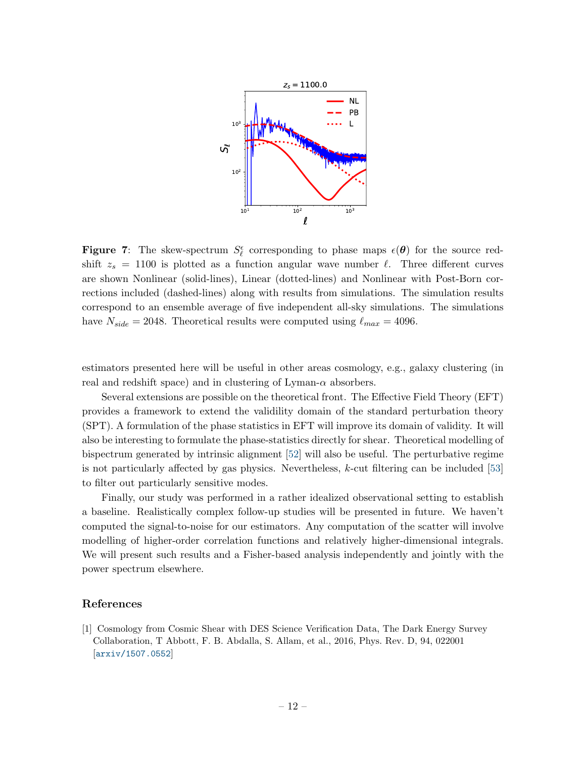**Figure 7**: The skew-spectrum $S_\ell^\epsilon$ corresponding to phase maps $\epsilon(\boldsymbol{\theta})$ for the source redshift $z_s = 1100$ is plotted as a function angular wave number $\ell$. Three different curves are shown Nonlinear (solid-lines), Linear (dotted-lines) and Nonlinear with Post-Born corrections included (dashed-lines) along with results from simulations. The simulation results correspond to an ensemble average of five independent all-sky simulations. The simulations have $N_{side} = 2048$. Theoretical results were computed using $\ell_{max} = 4096$.

estimators presented here will be useful in other areas cosmology, e.g., galaxy clustering (in real and redshift space) and in clustering of Lyman-$\alpha$ absorbers.

Several extensions are possible on the theoretical front. The Effective Field Theory (EFT) provides a framework to extend the validility domain of the standard perturbation theory (SPT). A formulation of the phase statistics in EFT will improve its domain of validity. It will also be interesting to formulate the phase-statistics directly for shear. Theoretical modelling of bispectrum generated by intrinsic alignment [52] will also be useful. The perturbative regime is not particularly affected by gas physics. Nevertheless, $k$-cut filtering can be included [53] to filter out particularly sensitive modes.

Finally, our study was performed in a rather idealized observational setting to establish a baseline. Realistically complex follow-up studies will be presented in future. We haven't computed the signal-to-noise for our estimators. Any computation of the scatter will involve modelling of higher-order correlation functions and relatively higher-dimensional integrals. We will present such results and a Fisher-based analysis independently and jointly with the power spectrum elsewhere.

## References

[1] Cosmology from Cosmic Shear with DES Science Verification Data, The Dark Energy Survey Collaboration, T Abbott, F. B. Abdalla, S. Allam, et al., 2016, Phys. Rev. D, 94, 022001 [arxiv/1507.0552]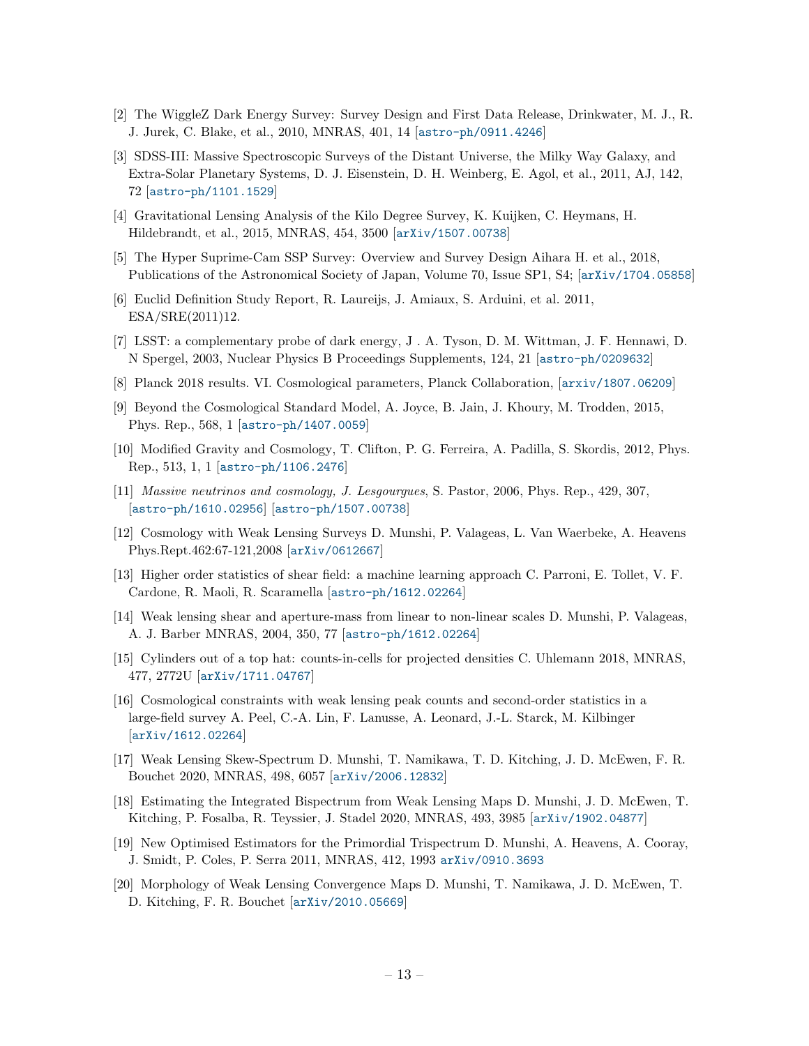[2] The WiggleZ Dark Energy Survey: Survey Design and First Data Release, Drinkwater, M. J., R. J. Jurek, C. Blake, et al., 2010, MNRAS, 401, 14 [astro-ph/0911.4246]

[3] SDSS-III: Massive Spectroscopic Surveys of the Distant Universe, the Milky Way Galaxy, and Extra-Solar Planetary Systems, D. J. Eisenstein, D. H. Weinberg, E. Agol, et al., 2011, AJ, 142, 72 [astro-ph/1101.1529]

[4] Gravitational Lensing Analysis of the Kilo Degree Survey, K. Kuijken, C. Heymans, H. Hildebrandt, et al., 2015, MNRAS, 454, 3500 [arXiv/1507.00738]

[5] The Hyper Suprime-Cam SSP Survey: Overview and Survey Design Aihara H. et al., 2018, Publications of the Astronomical Society of Japan, Volume 70, Issue SP1, S4; [arXiv/1704.05858]

[6] Euclid Definition Study Report, R. Laureijs, J. Amiaux, S. Arduini, et al. 2011, ESA/SRE(2011)12.

[7] LSST: a complementary probe of dark energy, J . A. Tyson, D. M. Wittman, J. F. Hennawi, D. N Spergel, 2003, Nuclear Physics B Proceedings Supplements, 124, 21 [astro-ph/0209632]

[8] Planck 2018 results. VI. Cosmological parameters, Planck Collaboration, [arxiv/1807.06209]

[9] Beyond the Cosmological Standard Model, A. Joyce, B. Jain, J. Khoury, M. Trodden, 2015, Phys. Rep., 568, 1 [astro-ph/1407.0059]

[10] Modified Gravity and Cosmology, T. Clifton, P. G. Ferreira, A. Padilla, S. Skordis, 2012, Phys. Rep., 513, 1, 1 [astro-ph/1106.2476]

[11] *Massive neutrinos and cosmology, J. Lesgourgues*, S. Pastor, 2006, Phys. Rep., 429, 307, [astro-ph/1610.02956] [astro-ph/1507.00738]

[12] Cosmology with Weak Lensing Surveys D. Munshi, P. Valageas, L. Van Waerbeke, A. Heavens Phys.Rept.462:67-121,2008 [arXiv/0612667]

[13] Higher order statistics of shear field: a machine learning approach C. Parroni, E. Tollet, V. F. Cardone, R. Maoli, R. Scaramella [astro-ph/1612.02264]

[14] Weak lensing shear and aperture-mass from linear to non-linear scales D. Munshi, P. Valageas, A. J. Barber MNRAS, 2004, 350, 77 [astro-ph/1612.02264]

[15] Cylinders out of a top hat: counts-in-cells for projected densities C. Uhlemann 2018, MNRAS, 477, 2772U [arXiv/1711.04767]

[16] Cosmological constraints with weak lensing peak counts and second-order statistics in a large-field survey A. Peel, C.-A. Lin, F. Lanusse, A. Leonard, J.-L. Starck, M. Kilbinger [arXiv/1612.02264]

[17] Weak Lensing Skew-Spectrum D. Munshi, T. Namikawa, T. D. Kitching, J. D. McEwen, F. R. Bouchet 2020, MNRAS, 498, 6057 [arXiv/2006.12832]

[18] Estimating the Integrated Bispectrum from Weak Lensing Maps D. Munshi, J. D. McEwen, T. Kitching, P. Fosalba, R. Teyssier, J. Stadel 2020, MNRAS, 493, 3985 [arXiv/1902.04877]

[19] New Optimised Estimators for the Primordial Trispectrum D. Munshi, A. Heavens, A. Cooray, J. Smidt, P. Coles, P. Serra 2011, MNRAS, 412, 1993 arXiv/0910.3693

[20] Morphology of Weak Lensing Convergence Maps D. Munshi, T. Namikawa, J. D. McEwen, T. D. Kitching, F. R. Bouchet [arXiv/2010.05669]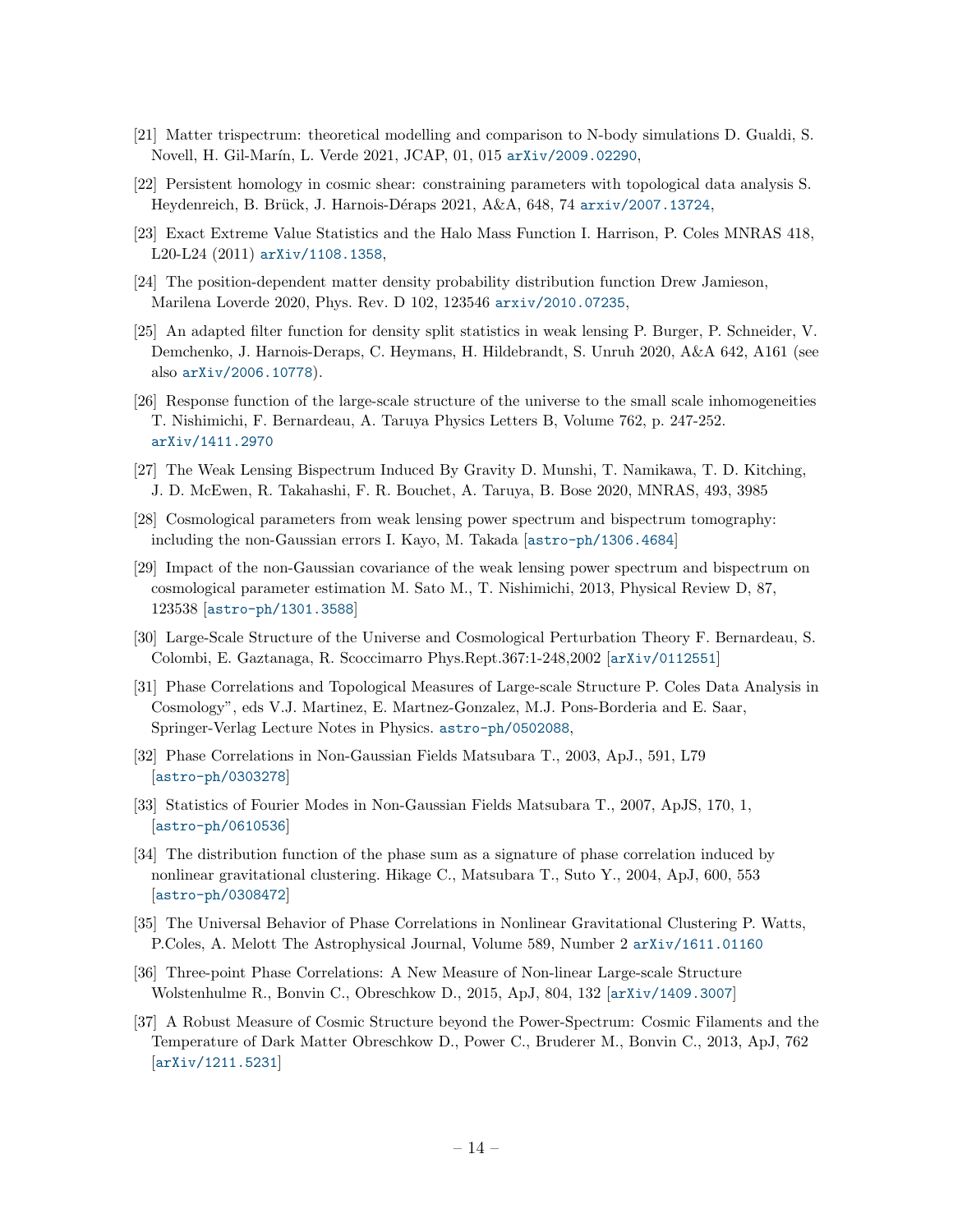[21] Matter trispectrum: theoretical modelling and comparison to N-body simulations D. Gualdi, S. Novell, H. Gil-Marín, L. Verde 2021, JCAP, 01, 015 arXiv/2009.02290,

[22] Persistent homology in cosmic shear: constraining parameters with topological data analysis S. Heydenreich, B. Brück, J. Harnois-Déraps 2021, A&A, 648, 74 arxiv/2007.13724,

[23] Exact Extreme Value Statistics and the Halo Mass Function I. Harrison, P. Coles MNRAS 418, L20-L24 (2011) arXiv/1108.1358,

[24] The position-dependent matter density probability distribution function Drew Jamieson, Marilena Loverde 2020, Phys. Rev. D 102, 123546 arxiv/2010.07235,

[25] An adapted filter function for density split statistics in weak lensing P. Burger, P. Schneider, V. Demchenko, J. Harnois-Deraps, C. Heymans, H. Hildebrandt, S. Unruh 2020, A&A 642, A161 (see also arXiv/2006.10778).

[26] Response function of the large-scale structure of the universe to the small scale inhomogeneities T. Nishimichi, F. Bernardeau, A. Taruya Physics Letters B, Volume 762, p. 247-252. arXiv/1411.2970

[27] The Weak Lensing Bispectrum Induced By Gravity D. Munshi, T. Namikawa, T. D. Kitching, J. D. McEwen, R. Takahashi, F. R. Bouchet, A. Taruya, B. Bose 2020, MNRAS, 493, 3985

[28] Cosmological parameters from weak lensing power spectrum and bispectrum tomography: including the non-Gaussian errors I. Kayo, M. Takada [astro-ph/1306.4684]

[29] Impact of the non-Gaussian covariance of the weak lensing power spectrum and bispectrum on cosmological parameter estimation M. Sato M., T. Nishimichi, 2013, Physical Review D, 87, 123538 [astro-ph/1301.3588]

[30] Large-Scale Structure of the Universe and Cosmological Perturbation Theory F. Bernardeau, S. Colombi, E. Gaztanaga, R. Scoccimarro Phys.Rept.367:1-248,2002 [arXiv/0112551]

[31] Phase Correlations and Topological Measures of Large-scale Structure P. Coles Data Analysis in Cosmology", eds V.J. Martinez, E. Martnez-Gonzalez, M.J. Pons-Borderia and E. Saar, Springer-Verlag Lecture Notes in Physics. astro-ph/0502088,

[32] Phase Correlations in Non-Gaussian Fields Matsubara T., 2003, ApJ., 591, L79 [astro-ph/0303278]

[33] Statistics of Fourier Modes in Non-Gaussian Fields Matsubara T., 2007, ApJS, 170, 1, [astro-ph/0610536]

[34] The distribution function of the phase sum as a signature of phase correlation induced by nonlinear gravitational clustering. Hikage C., Matsubara T., Suto Y., 2004, ApJ, 600, 553 [astro-ph/0308472]

[35] The Universal Behavior of Phase Correlations in Nonlinear Gravitational Clustering P. Watts, P.Coles, A. Melott The Astrophysical Journal, Volume 589, Number 2 arXiv/1611.01160

[36] Three-point Phase Correlations: A New Measure of Non-linear Large-scale Structure Wolstenhulme R., Bonvin C., Obreschkow D., 2015, ApJ, 804, 132 [arXiv/1409.3007]

[37] A Robust Measure of Cosmic Structure beyond the Power-Spectrum: Cosmic Filaments and the Temperature of Dark Matter Obreschkow D., Power C., Bruderer M., Bonvin C., 2013, ApJ, 762 [arXiv/1211.5231]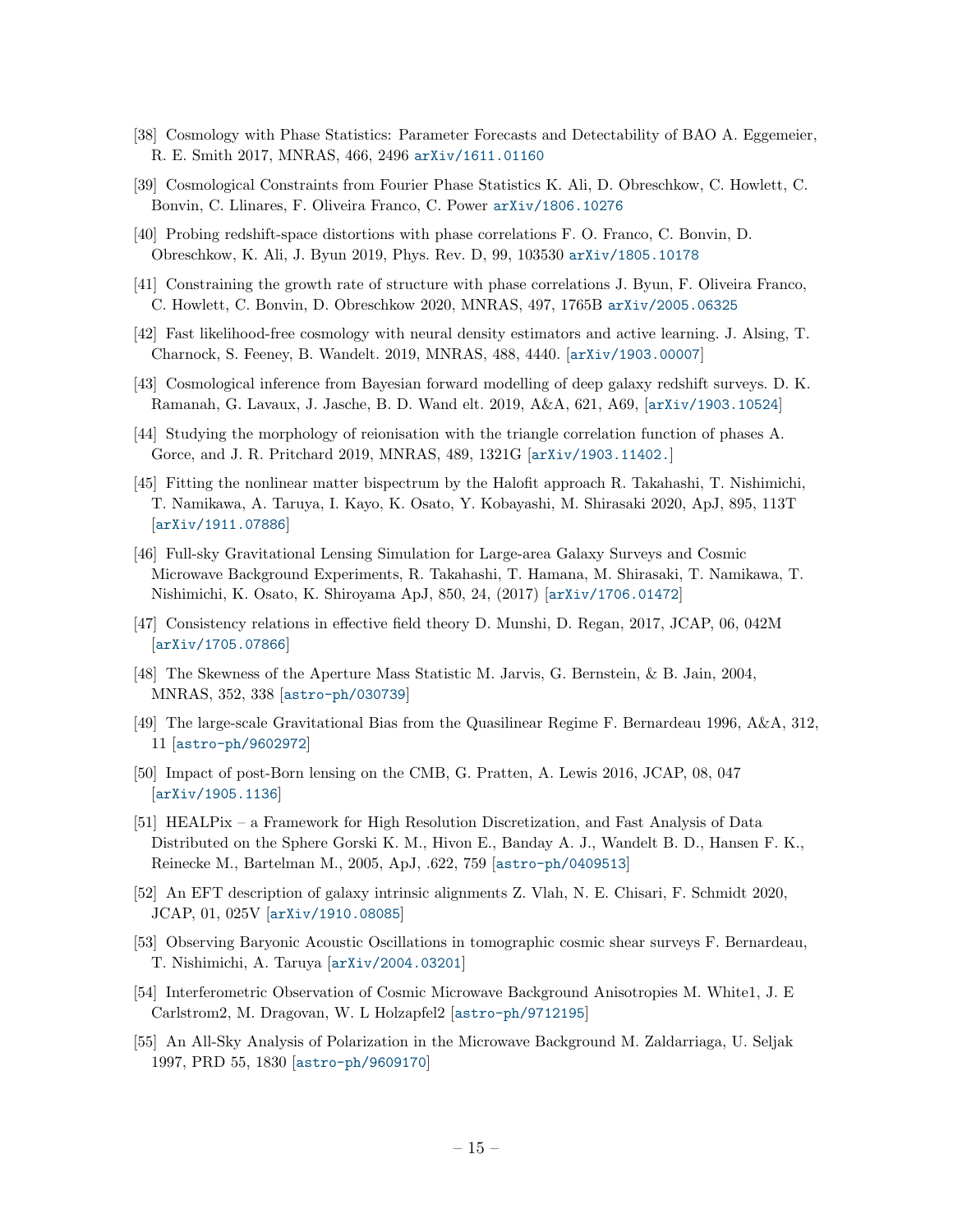[38] Cosmology with Phase Statistics: Parameter Forecasts and Detectability of BAO A. Eggemeier, R. E. Smith 2017, MNRAS, 466, 2496 arXiv/1611.01160

[39] Cosmological Constraints from Fourier Phase Statistics K. Ali, D. Obreschkow, C. Howlett, C. Bonvin, C. Llinares, F. Oliveira Franco, C. Power arXiv/1806.10276

[40] Probing redshift-space distortions with phase correlations F. O. Franco, C. Bonvin, D. Obreschkow, K. Ali, J. Byun 2019, Phys. Rev. D, 99, 103530 arXiv/1805.10178

[41] Constraining the growth rate of structure with phase correlations J. Byun, F. Oliveira Franco, C. Howlett, C. Bonvin, D. Obreschkow 2020, MNRAS, 497, 1765B arXiv/2005.06325

[42] Fast likelihood-free cosmology with neural density estimators and active learning. J. Alsing, T. Charnock, S. Feeney, B. Wandelt. 2019, MNRAS, 488, 4440. [arXiv/1903.00007]

[43] Cosmological inference from Bayesian forward modelling of deep galaxy redshift surveys. D. K. Ramanah, G. Lavaux, J. Jasche, B. D. Wand elt. 2019, A&A, 621, A69, [arXiv/1903.10524]

[44] Studying the morphology of reionisation with the triangle correlation function of phases A. Gorce, and J. R. Pritchard 2019, MNRAS, 489, 1321G [arXiv/1903.11402.]

[45] Fitting the nonlinear matter bispectrum by the Halofit approach R. Takahashi, T. Nishimichi, T. Namikawa, A. Taruya, I. Kayo, K. Osato, Y. Kobayashi, M. Shirasaki 2020, ApJ, 895, 113T [arXiv/1911.07886]

[46] Full-sky Gravitational Lensing Simulation for Large-area Galaxy Surveys and Cosmic Microwave Background Experiments, R. Takahashi, T. Hamana, M. Shirasaki, T. Namikawa, T. Nishimichi, K. Osato, K. Shiroyama ApJ, 850, 24, (2017) [arXiv/1706.01472]

[47] Consistency relations in effective field theory D. Munshi, D. Regan, 2017, JCAP, 06, 042M [arXiv/1705.07866]

[48] The Skewness of the Aperture Mass Statistic M. Jarvis, G. Bernstein, & B. Jain, 2004, MNRAS, 352, 338 [astro-ph/030739]

[49] The large-scale Gravitational Bias from the Quasilinear Regime F. Bernardeau 1996, A&A, 312, 11 [astro-ph/9602972]

[50] Impact of post-Born lensing on the CMB, G. Pratten, A. Lewis 2016, JCAP, 08, 047 [arXiv/1905.1136]

[51] HEALPix – a Framework for High Resolution Discretization, and Fast Analysis of Data Distributed on the Sphere Gorski K. M., Hivon E., Banday A. J., Wandelt B. D., Hansen F. K., Reinecke M., Bartelman M., 2005, ApJ, .622, 759 [astro-ph/0409513]

[52] An EFT description of galaxy intrinsic alignments Z. Vlah, N. E. Chisari, F. Schmidt 2020, JCAP, 01, 025V [arXiv/1910.08085]

[53] Observing Baryonic Acoustic Oscillations in tomographic cosmic shear surveys F. Bernardeau, T. Nishimichi, A. Taruya [arXiv/2004.03201]

[54] Interferometric Observation of Cosmic Microwave Background Anisotropies M. White1, J. E Carlstrom2, M. Dragovan, W. L Holzapfel2 [astro-ph/9712195]

[55] An All-Sky Analysis of Polarization in the Microwave Background M. Zaldarriaga, U. Seljak 1997, PRD 55, 1830 [astro-ph/9609170]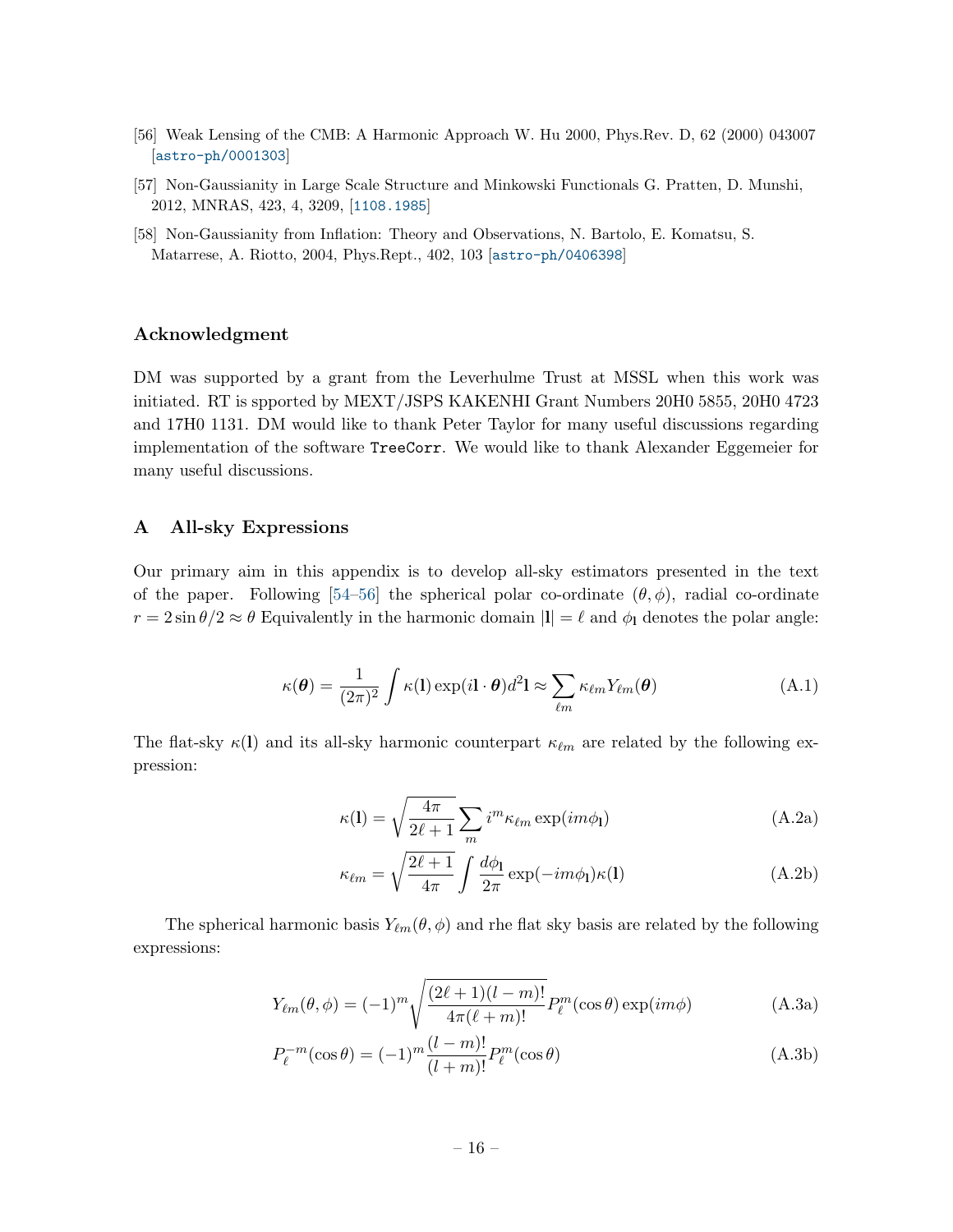[56] Weak Lensing of the CMB: A Harmonic Approach W. Hu 2000, Phys.Rev. D, 62 (2000) 043007 [astro-ph/0001303]

[57] Non-Gaussianity in Large Scale Structure and Minkowski Functionals G. Pratten, D. Munshi, 2012, MNRAS, 423, 4, 3209, [1108.1985]

[58] Non-Gaussianity from Inflation: Theory and Observations, N. Bartolo, E. Komatsu, S. Matarrese, A. Riotto, 2004, Phys.Rept., 402, 103 [astro-ph/0406398]

## Acknowledgment

DM was supported by a grant from the Leverhulme Trust at MSSL when this work was initiated. RT is spported by MEXT/JSPS KAKENHI Grant Numbers 20H0 5855, 20H0 4723 and 17H0 1131. DM would like to thank Peter Taylor for many useful discussions regarding implementation of the software TreeCorr. We would like to thank Alexander Eggemeier for many useful discussions.

## A All-sky Expressions

Our primary aim in this appendix is to develop all-sky estimators presented in the text of the paper. Following [54–56] the spherical polar co-ordinate $(\theta, \phi)$, radial co-ordinate $r = 2\sin\theta/2 \approx \theta$ Equivalently in the harmonic domain $|\mathbf{l}| = \ell$ and $\phi_{\mathbf{l}}$ denotes the polar angle:

$$\kappa(\boldsymbol{\theta}) = \frac{1}{(2\pi)^2}\int \kappa(\mathbf{l})\exp(i\mathbf{l}\cdot\boldsymbol{\theta})d^2\mathbf{l} \approx \sum_{\ell m}\kappa_{\ell m}Y_{\ell m}(\boldsymbol{\theta}) \tag{A.1}$$

The flat-sky $\kappa(\mathbf{l})$ and its all-sky harmonic counterpart $\kappa_{\ell m}$ are related by the following expression:

$$\kappa(\mathbf{l}) = \sqrt{\frac{4\pi}{2\ell+1}}\sum_m i^m \kappa_{\ell m}\exp(im\phi_{\mathbf{l}}) \tag{A.2a}$$

$$\kappa_{\ell m} = \sqrt{\frac{2\ell+1}{4\pi}}\int \frac{d\phi_{\mathbf{l}}}{2\pi}\exp(-im\phi_{\mathbf{l}})\kappa(\mathbf{l}) \tag{A.2b}$$

The spherical harmonic basis $Y_{\ell m}(\theta,\phi)$ and rhe flat sky basis are related by the following expressions:

$$Y_{\ell m}(\theta,\phi) = (-1)^m\sqrt{\frac{(2\ell+1)(l-m)!}{4\pi(\ell+m)!}}P_\ell^m(\cos\theta)\exp(im\phi) \tag{A.3a}$$

$$P_\ell^{-m}(\cos\theta) = (-1)^m\frac{(l-m)!}{(l+m)!}P_\ell^m(\cos\theta) \tag{A.3b}$$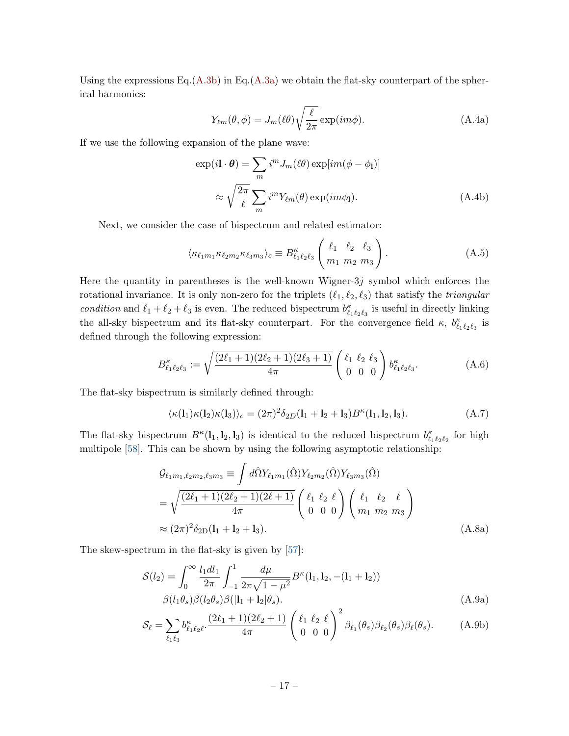Using the expressions Eq.(A.3b) in Eq.(A.3a) we obtain the flat-sky counterpart of the spherical harmonics:

$$
Y_{\ell m}(\theta, \phi) = J_m(\ell\theta)\sqrt{\frac{\ell}{2\pi}}\exp(im\phi). \tag{A.4a}
$$

If we use the following expansion of the plane wave:

$$
\begin{aligned}
\exp(i\mathbf{l}\cdot\boldsymbol{\theta}) &= \sum_m i^m J_m(\ell\theta)\exp[im(\phi-\phi_{\mathbf{l}})] \\
&\approx \sqrt{\frac{2\pi}{\ell}}\sum_m i^m Y_{\ell m}(\theta)\exp(im\phi_{\mathbf{l}}).
\end{aligned} \tag{A.4b}
$$

Next, we consider the case of bispectrum and related estimator:

$$
\langle \kappa_{\ell_1 m_1}\kappa_{\ell_2 m_2}\kappa_{\ell_3 m_3}\rangle_c \equiv B^{\kappa}_{\ell_1\ell_2\ell_3}\begin{pmatrix} \ell_1 & \ell_2 & \ell_3 \\ m_1 & m_2 & m_3 \end{pmatrix}. \tag{A.5}
$$

Here the quantity in parentheses is the well-known Wigner-$3j$ symbol which enforces the rotational invariance. It is only non-zero for the triplets $(\ell_1, \ell_2, \ell_3)$ that satisfy the *triangular condition* and $\ell_1+\ell_2+\ell_3$ is even. The reduced bispectrum $b^{\kappa}_{\ell_1\ell_2\ell_3}$ is useful in directly linking the all-sky bispectrum and its flat-sky counterpart. For the convergence field $\kappa$, $b^{\kappa}_{\ell_1\ell_2\ell_3}$ is defined through the following expression:

$$
B^{\kappa}_{\ell_1\ell_2\ell_3} := \sqrt{\frac{(2\ell_1+1)(2\ell_2+1)(2\ell_3+1)}{4\pi}}\begin{pmatrix} \ell_1 & \ell_2 & \ell_3 \\ 0 & 0 & 0 \end{pmatrix} b^{\kappa}_{\ell_1\ell_2\ell_3}. \tag{A.6}
$$

The flat-sky bispectrum is similarly defined through:

$$
\langle \kappa(\mathbf{l}_1)\kappa(\mathbf{l}_2)\kappa(\mathbf{l}_3)\rangle_c = (2\pi)^2\delta_{2D}(\mathbf{l}_1+\mathbf{l}_2+\mathbf{l}_3)B^{\kappa}(\mathbf{l}_1,\mathbf{l}_2,\mathbf{l}_3). \tag{A.7}
$$

The flat-sky bispectrum $B^{\kappa}(\mathbf{l}_1,\mathbf{l}_2,\mathbf{l}_3)$ is identical to the reduced bispectrum $b^{\kappa}_{\ell_1\ell_2\ell_2}$ for high multipole [58]. This can be shown by using the following asymptotic relationship:

$$
\begin{aligned}
\mathcal{G}_{\ell_1 m_1,\ell_2 m_2,\ell_3 m_3} &\equiv \int d\hat{\Omega}\, Y_{\ell_1 m_1}(\hat{\Omega})Y_{\ell_2 m_2}(\hat{\Omega})Y_{\ell_3 m_3}(\hat{\Omega}) \\
&= \sqrt{\frac{(2\ell_1+1)(2\ell_2+1)(2\ell+1)}{4\pi}}\begin{pmatrix} \ell_1 & \ell_2 & \ell \\ 0 & 0 & 0 \end{pmatrix}\begin{pmatrix} \ell_1 & \ell_2 & \ell \\ m_1 & m_2 & m_3 \end{pmatrix} \\
&\approx (2\pi)^2\delta_{\rm 2D}(\mathbf{l}_1+\mathbf{l}_2+\mathbf{l}_3).
\end{aligned} \tag{A.8a}
$$

The skew-spectrum in the flat-sky is given by [57]:

$$
\begin{aligned}
\mathcal{S}(l_2) = &\int_0^{\infty}\frac{l_1 dl_1}{2\pi}\int_{-1}^{1}\frac{d\mu}{2\pi\sqrt{1-\mu^2}}B^{\kappa}(\mathbf{l}_1,\mathbf{l}_2,-(\mathbf{l}_1+\mathbf{l}_2)) \\
&\beta(l_1\theta_s)\beta(l_2\theta_s)\beta(|\mathbf{l}_1+\mathbf{l}_2|\theta_s).
\end{aligned} \tag{A.9a}
$$

$$
\mathcal{S}_{\ell} = \sum_{\ell_1\ell_3} b^{\kappa}_{\ell_1\ell_2\ell}\cdot\frac{(2\ell_1+1)(2\ell_2+1)}{4\pi}\begin{pmatrix} \ell_1 & \ell_2 & \ell \\ 0 & 0 & 0 \end{pmatrix}^2 \beta_{\ell_1}(\theta_s)\beta_{\ell_2}(\theta_s)\beta_{\ell}(\theta_s). \tag{A.9b}
$$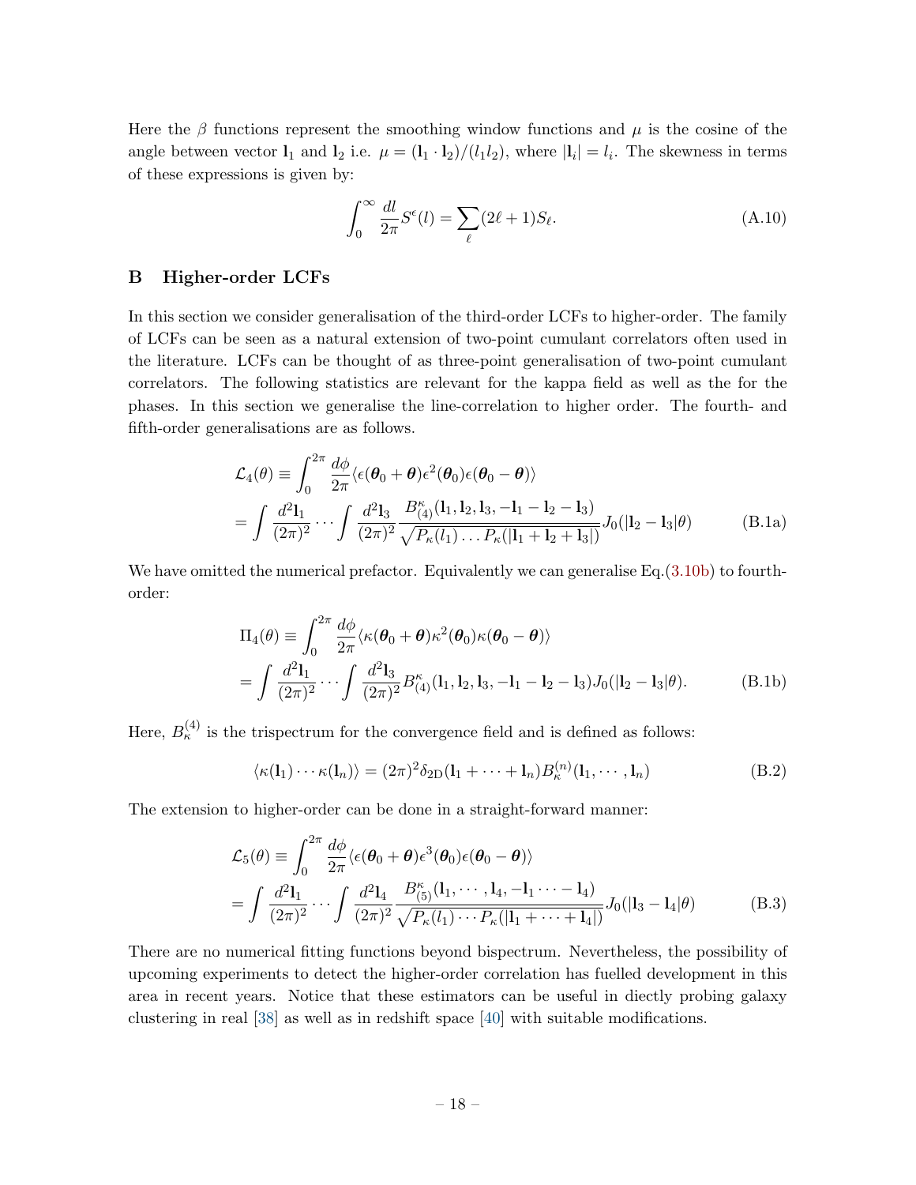Here the $\beta$ functions represent the smoothing window functions and $\mu$ is the cosine of the angle between vector $\mathbf{l}_1$ and $\mathbf{l}_2$ i.e. $\mu = (\mathbf{l}_1 \cdot \mathbf{l}_2)/(l_1 l_2)$, where $|\mathbf{l}_i| = l_i$. The skewness in terms of these expressions is given by:

$$\int_0^\infty \frac{dl}{2\pi} S^\epsilon(l) = \sum_\ell (2\ell+1) S_\ell. \tag{A.10}$$

## B Higher-order LCFs

In this section we consider generalisation of the third-order LCFs to higher-order. The family of LCFs can be seen as a natural extension of two-point cumulant correlators often used in the literature. LCFs can be thought of as three-point generalisation of two-point cumulant correlators. The following statistics are relevant for the kappa field as well as the for the phases. In this section we generalise the line-correlation to higher order. The fourth- and fifth-order generalisations are as follows.

$$\begin{aligned}
\mathcal{L}_4(\theta) &\equiv \int_0^{2\pi} \frac{d\phi}{2\pi} \langle \epsilon(\boldsymbol{\theta}_0 + \boldsymbol{\theta}) \epsilon^2(\boldsymbol{\theta}_0) \epsilon(\boldsymbol{\theta}_0 - \boldsymbol{\theta}) \rangle \\
&= \int \frac{d^2\mathbf{l}_1}{(2\pi)^2} \cdots \int \frac{d^2\mathbf{l}_3}{(2\pi)^2} \frac{B^\kappa_{(4)}(\mathbf{l}_1, \mathbf{l}_2, \mathbf{l}_3, -\mathbf{l}_1 - \mathbf{l}_2 - \mathbf{l}_3)}{\sqrt{P_\kappa(l_1) \ldots P_\kappa(|\mathbf{l}_1 + \mathbf{l}_2 + \mathbf{l}_3|)}} J_0(|\mathbf{l}_2 - \mathbf{l}_3|\theta)
\end{aligned} \tag{B.1a}$$

We have omitted the numerical prefactor. Equivalently we can generalise Eq.(3.10b) to fourth-order:

$$\begin{aligned}
\Pi_4(\theta) &\equiv \int_0^{2\pi} \frac{d\phi}{2\pi} \langle \kappa(\boldsymbol{\theta}_0 + \boldsymbol{\theta}) \kappa^2(\boldsymbol{\theta}_0) \kappa(\boldsymbol{\theta}_0 - \boldsymbol{\theta}) \rangle \\
&= \int \frac{d^2\mathbf{l}_1}{(2\pi)^2} \cdots \int \frac{d^2\mathbf{l}_3}{(2\pi)^2} B^\kappa_{(4)}(\mathbf{l}_1, \mathbf{l}_2, \mathbf{l}_3, -\mathbf{l}_1 - \mathbf{l}_2 - \mathbf{l}_3) J_0(|\mathbf{l}_2 - \mathbf{l}_3|\theta).
\end{aligned} \tag{B.1b}$$

Here, $B^{(4)}_\kappa$ is the trispectrum for the convergence field and is defined as follows:

$$\langle \kappa(\mathbf{l}_1) \cdots \kappa(\mathbf{l}_n) \rangle = (2\pi)^2 \delta_{\rm 2D}(\mathbf{l}_1 + \cdots + \mathbf{l}_n) B^{(n)}_\kappa(\mathbf{l}_1, \cdots, \mathbf{l}_n) \tag{B.2}$$

The extension to higher-order can be done in a straight-forward manner:

$$\begin{aligned}
\mathcal{L}_5(\theta) &\equiv \int_0^{2\pi} \frac{d\phi}{2\pi} \langle \epsilon(\boldsymbol{\theta}_0 + \boldsymbol{\theta}) \epsilon^3(\boldsymbol{\theta}_0) \epsilon(\boldsymbol{\theta}_0 - \boldsymbol{\theta}) \rangle \\
&= \int \frac{d^2\mathbf{l}_1}{(2\pi)^2} \cdots \int \frac{d^2\mathbf{l}_4}{(2\pi)^2} \frac{B^\kappa_{(5)}(\mathbf{l}_1, \cdots, \mathbf{l}_4, -\mathbf{l}_1 \cdots - \mathbf{l}_4)}{\sqrt{P_\kappa(l_1) \cdots P_\kappa(|\mathbf{l}_1 + \cdots + \mathbf{l}_4|)}} J_0(|\mathbf{l}_3 - \mathbf{l}_4|\theta)
\end{aligned} \tag{B.3}$$

There are no numerical fitting functions beyond bispectrum. Nevertheless, the possibility of upcoming experiments to detect the higher-order correlation has fuelled development in this area in recent years. Notice that these estimators can be useful in diectly probing galaxy clustering in real [38] as well as in redshift space [40] with suitable modifications.